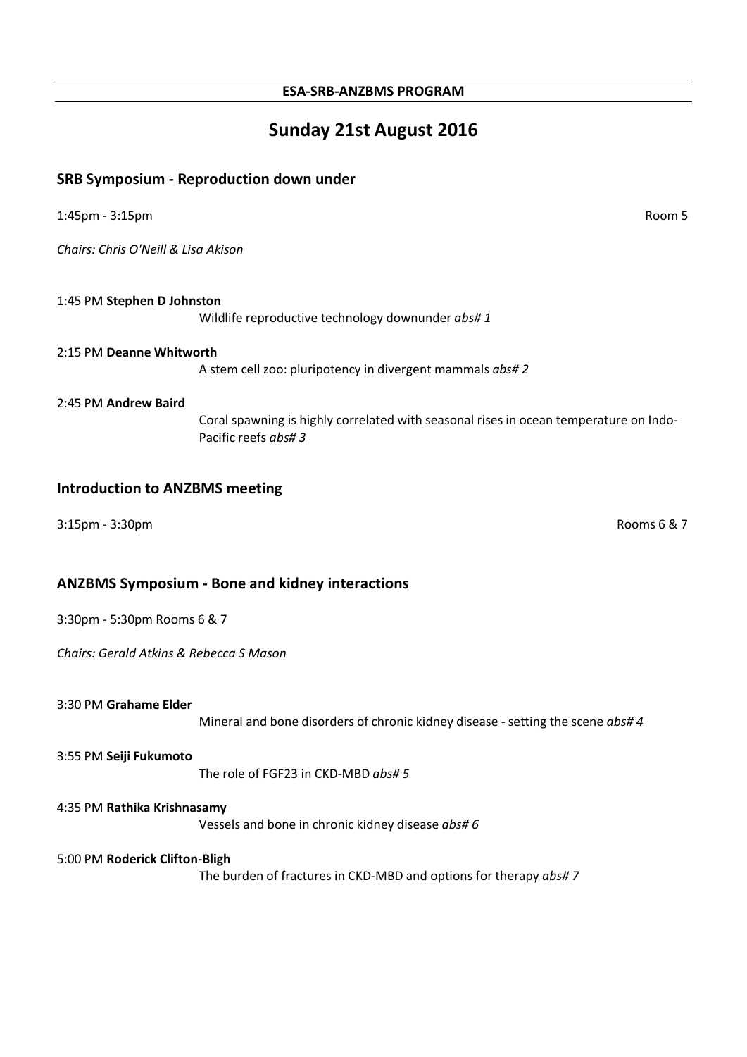**ESA-SRB-ANZBMS PROGRAM**

# Sunday 21st August 2016

## SRB Symposium - Reproduction down under

1:45pm - 3:15pm Room 5

*Chairs: Chris O'Neill & Lisa Akison*

1:45 PM **Stephen D Johnston**
Wildlife reproductive technology downunder *abs# 1*

2:15 PM **Deanne Whitworth**
A stem cell zoo: pluripotency in divergent mammals *abs# 2*

2:45 PM **Andrew Baird**
Coral spawning is highly correlated with seasonal rises in ocean temperature on Indo-Pacific reefs *abs# 3*

## Introduction to ANZBMS meeting

3:15pm - 3:30pm Rooms 6 & 7

## ANZBMS Symposium - Bone and kidney interactions

3:30pm - 5:30pm Rooms 6 & 7

*Chairs: Gerald Atkins & Rebecca S Mason*

3:30 PM **Grahame Elder**
Mineral and bone disorders of chronic kidney disease - setting the scene *abs# 4*

3:55 PM **Seiji Fukumoto**
The role of FGF23 in CKD-MBD *abs# 5*

4:35 PM **Rathika Krishnasamy**
Vessels and bone in chronic kidney disease *abs# 6*

5:00 PM **Roderick Clifton-Bligh**
The burden of fractures in CKD-MBD and options for therapy *abs# 7*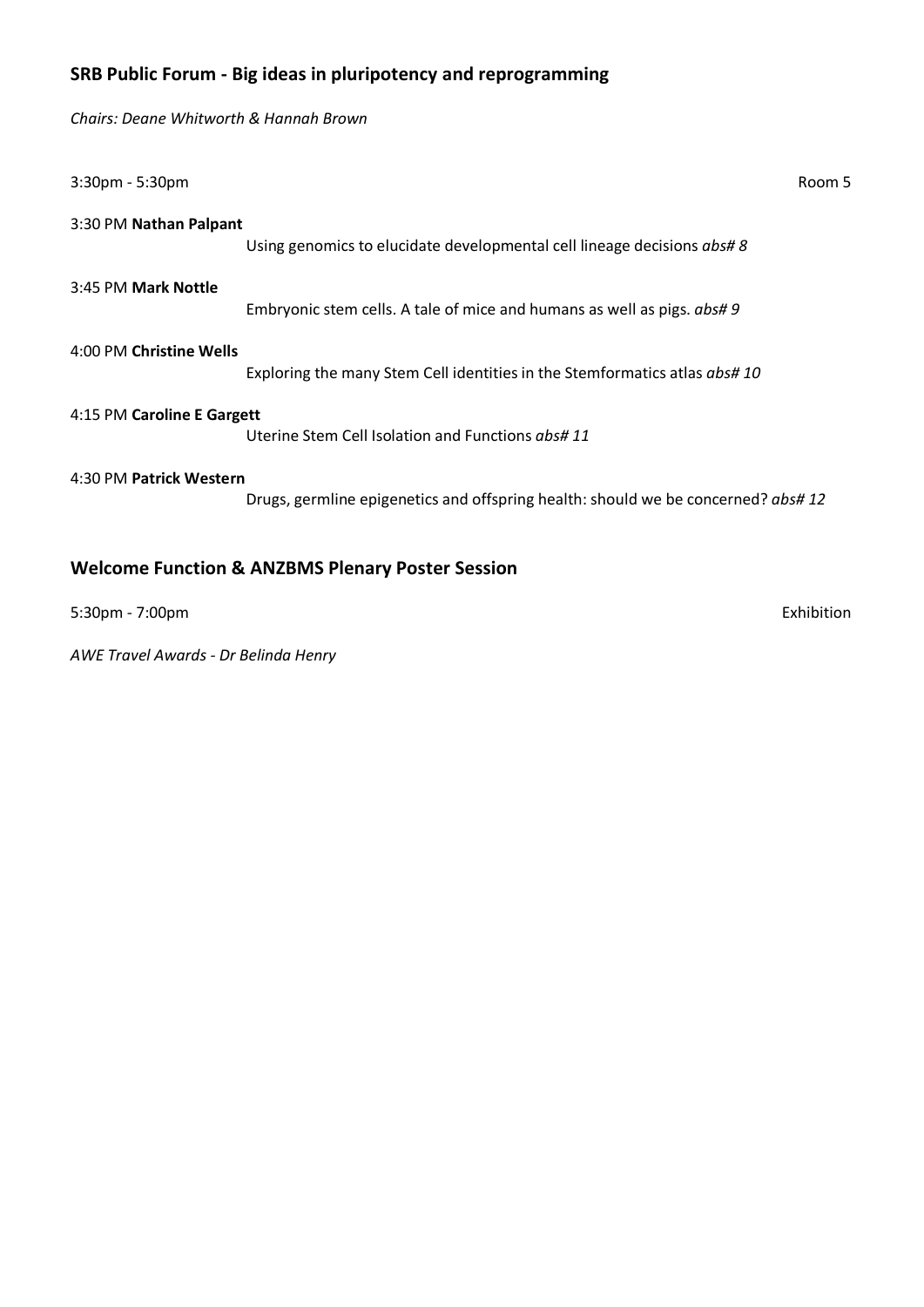## SRB Public Forum - Big ideas in pluripotency and reprogramming

*Chairs: Deane Whitworth & Hannah Brown*

3:30pm - 5:30pm Room 5

3:30 PM **Nathan Palpant**

Using genomics to elucidate developmental cell lineage decisions *abs# 8*

3:45 PM **Mark Nottle**

Embryonic stem cells. A tale of mice and humans as well as pigs. *abs# 9*

4:00 PM **Christine Wells**

Exploring the many Stem Cell identities in the Stemformatics atlas *abs# 10*

4:15 PM **Caroline E Gargett**

Uterine Stem Cell Isolation and Functions *abs# 11*

4:30 PM **Patrick Western**

Drugs, germline epigenetics and offspring health: should we be concerned? *abs# 12*

## Welcome Function & ANZBMS Plenary Poster Session

5:30pm - 7:00pm Exhibition

*AWE Travel Awards - Dr Belinda Henry*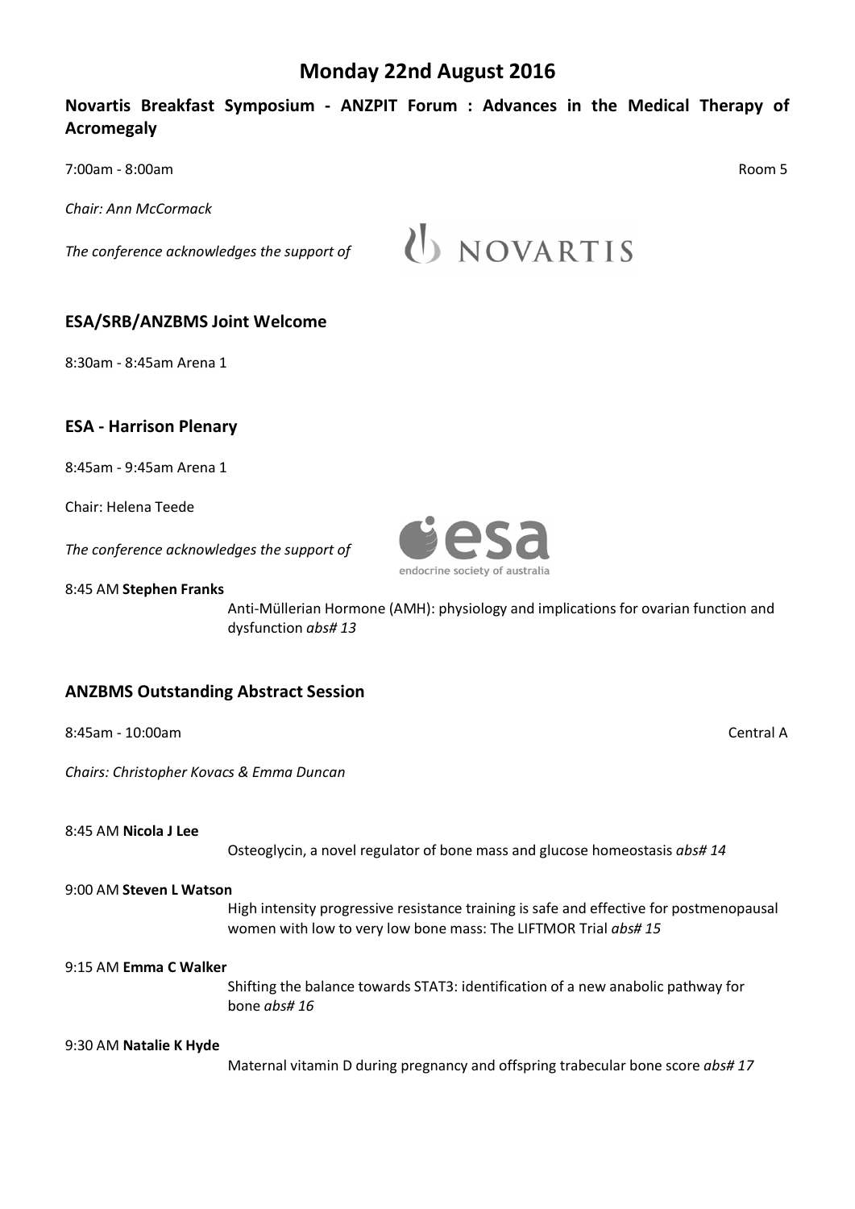# Monday 22nd August 2016

## Novartis Breakfast Symposium - ANZPIT Forum : Advances in the Medical Therapy of Acromegaly

7:00am - 8:00am Room 5

*Chair: Ann McCormack*

*The conference acknowledges the support of*

## ESA/SRB/ANZBMS Joint Welcome

8:30am - 8:45am Arena 1

## ESA - Harrison Plenary

8:45am - 9:45am Arena 1

Chair: Helena Teede

*The conference acknowledges the support of*

8:45 AM **Stephen Franks**

Anti-Müllerian Hormone (AMH): physiology and implications for ovarian function and dysfunction *abs# 13*

## ANZBMS Outstanding Abstract Session

8:45am - 10:00am Central A

*Chairs: Christopher Kovacs & Emma Duncan*

8:45 AM **Nicola J Lee**

Osteoglycin, a novel regulator of bone mass and glucose homeostasis *abs# 14*

9:00 AM **Steven L Watson**

High intensity progressive resistance training is safe and effective for postmenopausal women with low to very low bone mass: The LIFTMOR Trial *abs# 15*

9:15 AM **Emma C Walker**

Shifting the balance towards STAT3: identification of a new anabolic pathway for bone *abs# 16*

9:30 AM **Natalie K Hyde**

Maternal vitamin D during pregnancy and offspring trabecular bone score *abs# 17*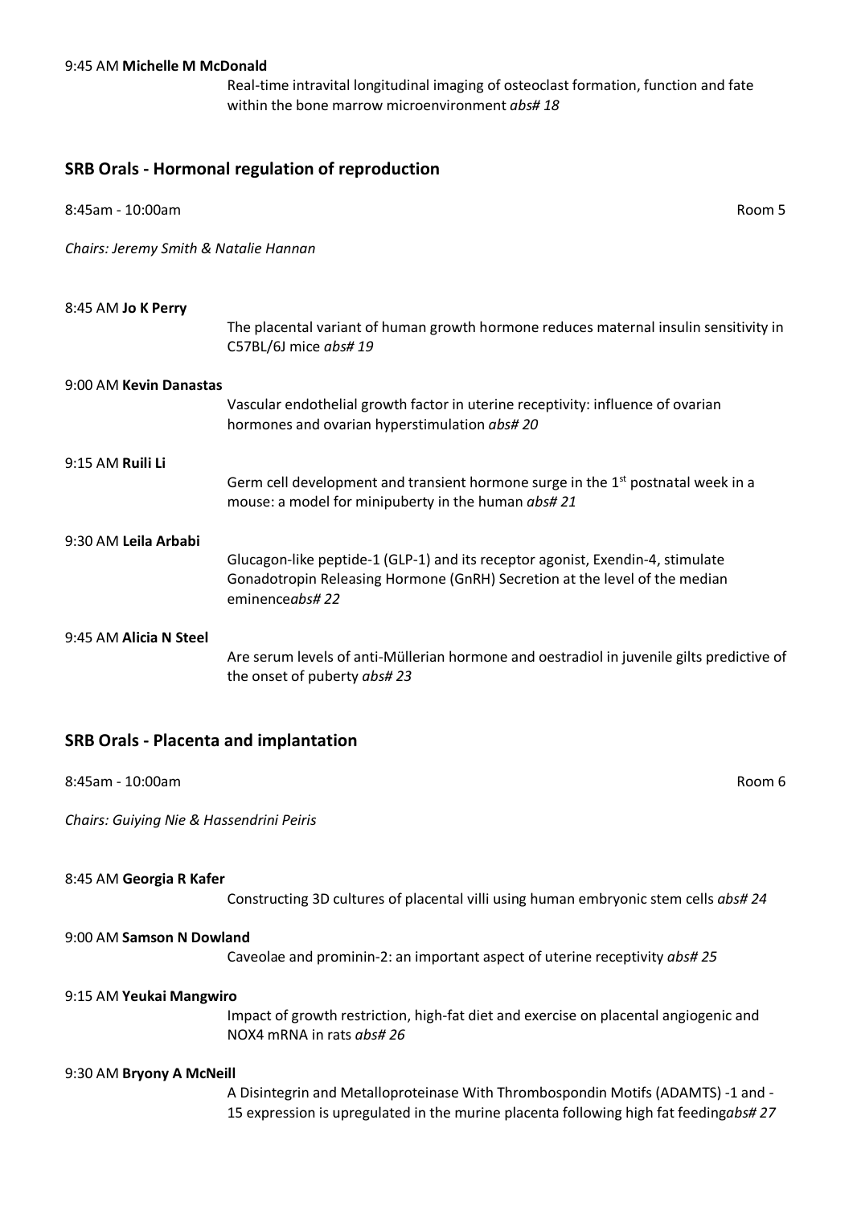9:45 AM **Michelle M McDonald**

Real-time intravital longitudinal imaging of osteoclast formation, function and fate within the bone marrow microenvironment *abs# 18*

## SRB Orals - Hormonal regulation of reproduction

8:45am - 10:00am Room 5

*Chairs: Jeremy Smith & Natalie Hannan*

8:45 AM **Jo K Perry**

The placental variant of human growth hormone reduces maternal insulin sensitivity in C57BL/6J mice *abs# 19*

9:00 AM **Kevin Danastas**

Vascular endothelial growth factor in uterine receptivity: influence of ovarian hormones and ovarian hyperstimulation *abs# 20*

9:15 AM **Ruili Li**

Germ cell development and transient hormone surge in the 1st postnatal week in a mouse: a model for minipuberty in the human *abs# 21*

9:30 AM **Leila Arbabi**

Glucagon-like peptide-1 (GLP-1) and its receptor agonist, Exendin-4, stimulate Gonadotropin Releasing Hormone (GnRH) Secretion at the level of the median eminence*abs# 22*

9:45 AM **Alicia N Steel**

Are serum levels of anti-Müllerian hormone and oestradiol in juvenile gilts predictive of the onset of puberty *abs# 23*

## SRB Orals - Placenta and implantation

8:45am - 10:00am Room 6

*Chairs: Guiying Nie & Hassendrini Peiris*

8:45 AM **Georgia R Kafer**

Constructing 3D cultures of placental villi using human embryonic stem cells *abs# 24*

9:00 AM **Samson N Dowland**

Caveolae and prominin-2: an important aspect of uterine receptivity *abs# 25*

9:15 AM **Yeukai Mangwiro**

Impact of growth restriction, high-fat diet and exercise on placental angiogenic and NOX4 mRNA in rats *abs# 26*

9:30 AM **Bryony A McNeill**

A Disintegrin and Metalloproteinase With Thrombospondin Motifs (ADAMTS) -1 and -15 expression is upregulated in the murine placenta following high fat feeding*abs# 27*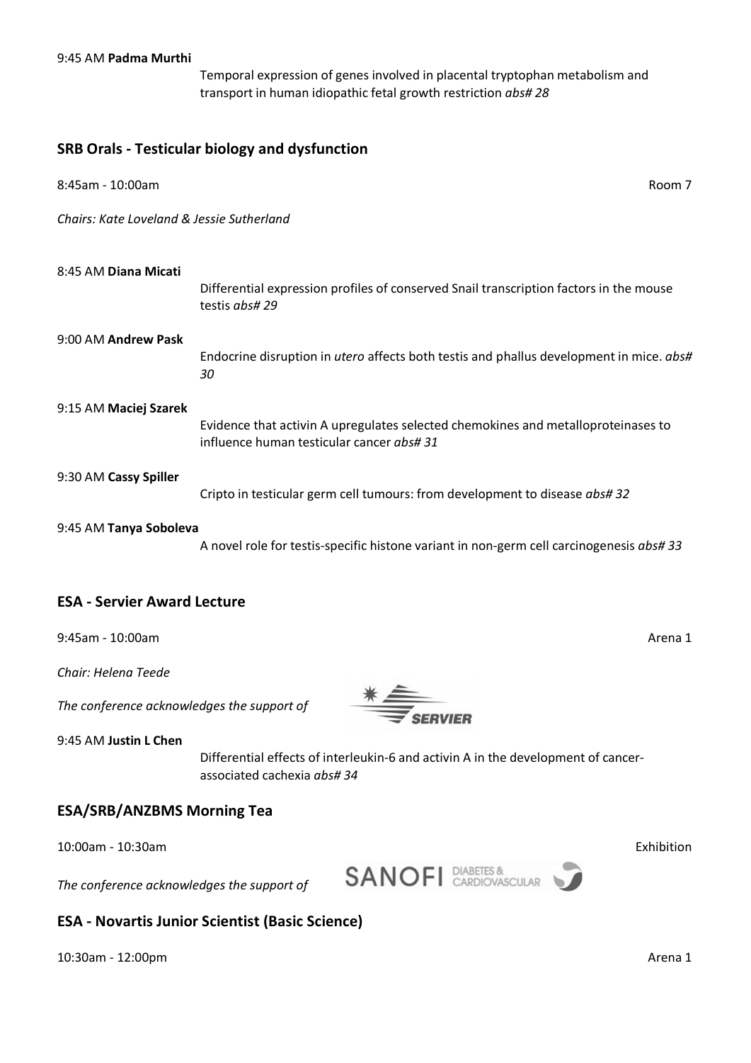9:45 AM **Padma Murthi**

Temporal expression of genes involved in placental tryptophan metabolism and transport in human idiopathic fetal growth restriction *abs# 28*

## SRB Orals - Testicular biology and dysfunction

8:45am - 10:00am Room 7

*Chairs: Kate Loveland & Jessie Sutherland*

8:45 AM **Diana Micati**

Differential expression profiles of conserved Snail transcription factors in the mouse testis *abs# 29*

9:00 AM **Andrew Pask**

Endocrine disruption in *utero* affects both testis and phallus development in mice. *abs# 30*

9:15 AM **Maciej Szarek**

Evidence that activin A upregulates selected chemokines and metalloproteinases to influence human testicular cancer *abs# 31*

9:30 AM **Cassy Spiller**

Cripto in testicular germ cell tumours: from development to disease *abs# 32*

9:45 AM **Tanya Soboleva**

A novel role for testis-specific histone variant in non-germ cell carcinogenesis *abs# 33*

## ESA - Servier Award Lecture

9:45am - 10:00am Arena 1

*Chair: Helena Teede*

*The conference acknowledges the support of*

9:45 AM **Justin L Chen**

Differential effects of interleukin-6 and activin A in the development of cancer-associated cachexia *abs# 34*

## ESA/SRB/ANZBMS Morning Tea

10:00am - 10:30am Exhibition

*The conference acknowledges the support of*

## ESA - Novartis Junior Scientist (Basic Science)

10:30am - 12:00pm Arena 1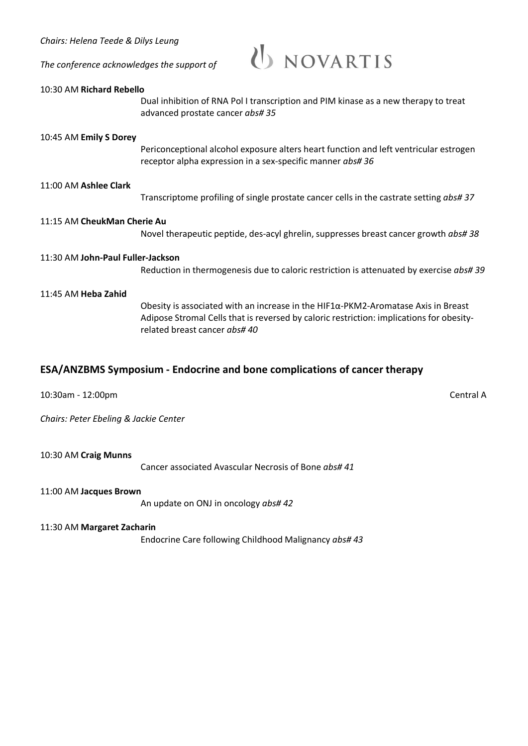*Chairs: Helena Teede & Dilys Leung*

*The conference acknowledges the support of* NOVARTIS

10:30 AM **Richard Rebello**

Dual inhibition of RNA Pol I transcription and PIM kinase as a new therapy to treat advanced prostate cancer *abs# 35*

10:45 AM **Emily S Dorey**

Periconceptional alcohol exposure alters heart function and left ventricular estrogen receptor alpha expression in a sex-specific manner *abs# 36*

11:00 AM **Ashlee Clark**

Transcriptome profiling of single prostate cancer cells in the castrate setting *abs# 37*

11:15 AM **CheukMan Cherie Au**

Novel therapeutic peptide, des-acyl ghrelin, suppresses breast cancer growth *abs# 38*

11:30 AM **John-Paul Fuller-Jackson**

Reduction in thermogenesis due to caloric restriction is attenuated by exercise *abs# 39*

11:45 AM **Heba Zahid**

Obesity is associated with an increase in the HIF1α-PKM2-Aromatase Axis in Breast Adipose Stromal Cells that is reversed by caloric restriction: implications for obesity-related breast cancer *abs# 40*

## ESA/ANZBMS Symposium - Endocrine and bone complications of cancer therapy

10:30am - 12:00pm Central A

*Chairs: Peter Ebeling & Jackie Center*

10:30 AM **Craig Munns**

Cancer associated Avascular Necrosis of Bone *abs# 41*

11:00 AM **Jacques Brown**

An update on ONJ in oncology *abs# 42*

11:30 AM **Margaret Zacharin**

Endocrine Care following Childhood Malignancy *abs# 43*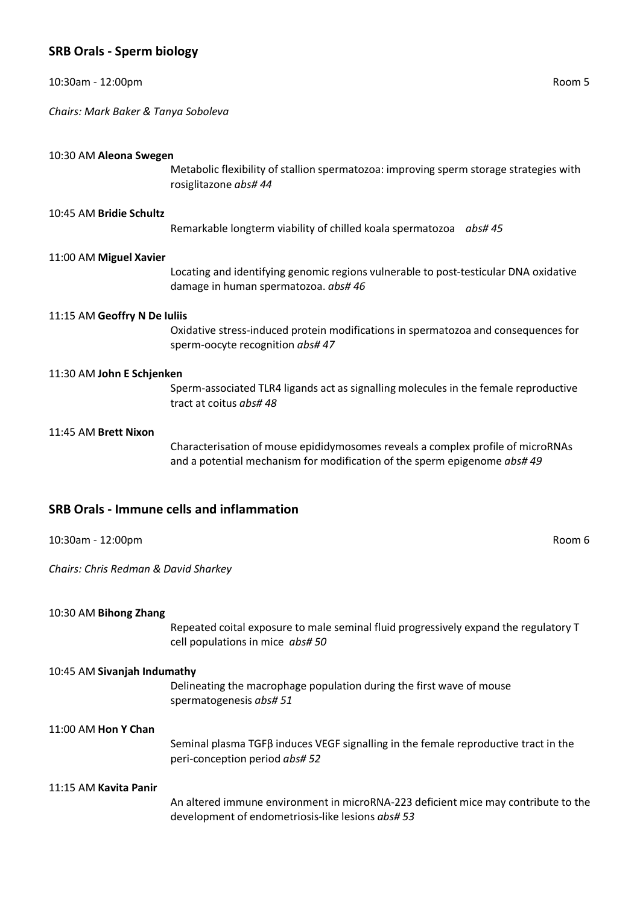## SRB Orals - Sperm biology

10:30am - 12:00pm Room 5

*Chairs: Mark Baker & Tanya Soboleva*

10:30 AM **Aleona Swegen**

Metabolic flexibility of stallion spermatozoa: improving sperm storage strategies with rosiglitazone *abs# 44*

10:45 AM **Bridie Schultz**

Remarkable longterm viability of chilled koala spermatozoa *abs# 45*

11:00 AM **Miguel Xavier**

Locating and identifying genomic regions vulnerable to post-testicular DNA oxidative damage in human spermatozoa. *abs# 46*

11:15 AM **Geoffry N De Iuliis**

Oxidative stress-induced protein modifications in spermatozoa and consequences for sperm-oocyte recognition *abs# 47*

11:30 AM **John E Schjenken**

Sperm-associated TLR4 ligands act as signalling molecules in the female reproductive tract at coitus *abs# 48*

11:45 AM **Brett Nixon**

Characterisation of mouse epididymosomes reveals a complex profile of microRNAs and a potential mechanism for modification of the sperm epigenome *abs# 49*

## SRB Orals - Immune cells and inflammation

10:30am - 12:00pm Room 6

*Chairs: Chris Redman & David Sharkey*

10:30 AM **Bihong Zhang**

Repeated coital exposure to male seminal fluid progressively expand the regulatory T cell populations in mice *abs# 50*

10:45 AM **Sivanjah Indumathy**

Delineating the macrophage population during the first wave of mouse spermatogenesis *abs# 51*

11:00 AM **Hon Y Chan**

Seminal plasma TGFβ induces VEGF signalling in the female reproductive tract in the peri-conception period *abs# 52*

11:15 AM **Kavita Panir**

An altered immune environment in microRNA-223 deficient mice may contribute to the development of endometriosis-like lesions *abs# 53*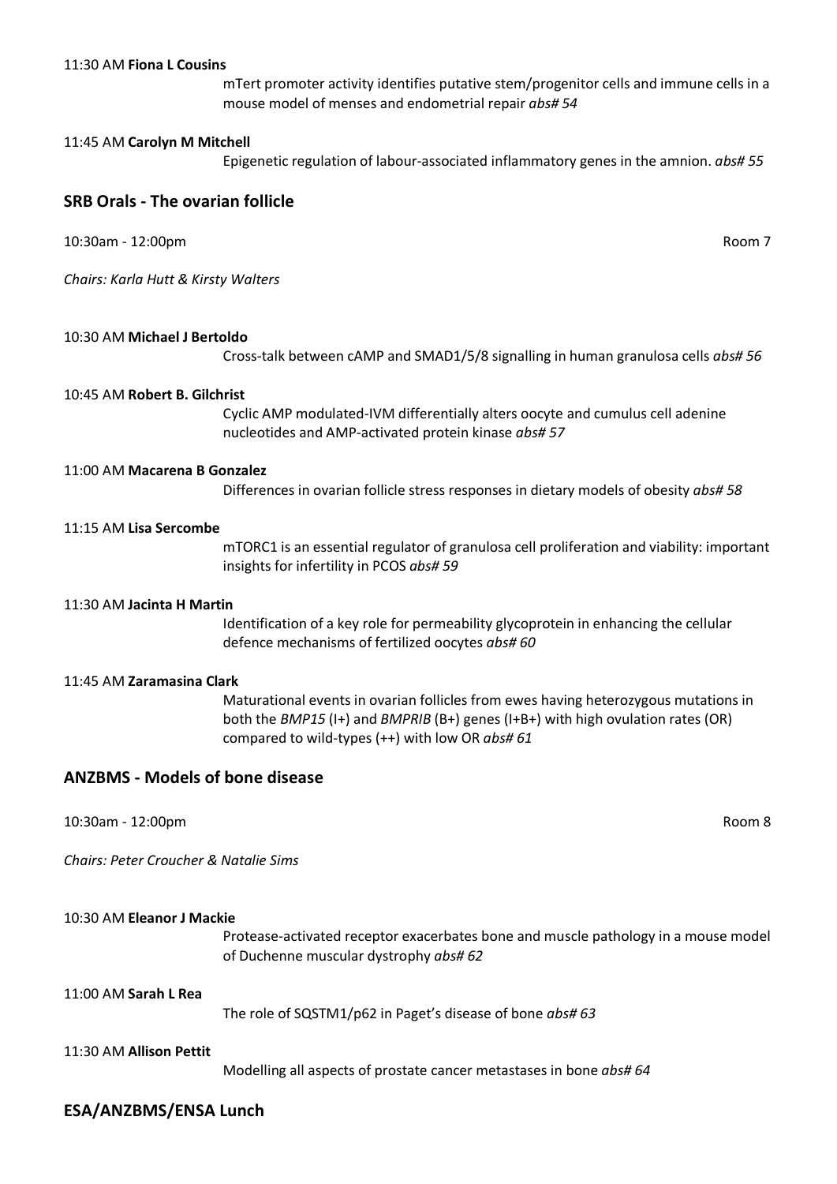11:30 AM **Fiona L Cousins**

mTert promoter activity identifies putative stem/progenitor cells and immune cells in a mouse model of menses and endometrial repair *abs# 54*

11:45 AM **Carolyn M Mitchell**

Epigenetic regulation of labour-associated inflammatory genes in the amnion. *abs# 55*

## SRB Orals - The ovarian follicle

10:30am - 12:00pm Room 7

*Chairs: Karla Hutt & Kirsty Walters*

10:30 AM **Michael J Bertoldo**

Cross-talk between cAMP and SMAD1/5/8 signalling in human granulosa cells *abs# 56*

10:45 AM **Robert B. Gilchrist**

Cyclic AMP modulated-IVM differentially alters oocyte and cumulus cell adenine nucleotides and AMP-activated protein kinase *abs# 57*

11:00 AM **Macarena B Gonzalez**

Differences in ovarian follicle stress responses in dietary models of obesity *abs# 58*

11:15 AM **Lisa Sercombe**

mTORC1 is an essential regulator of granulosa cell proliferation and viability: important insights for infertility in PCOS *abs# 59*

11:30 AM **Jacinta H Martin**

Identification of a key role for permeability glycoprotein in enhancing the cellular defence mechanisms of fertilized oocytes *abs# 60*

11:45 AM **Zaramasina Clark**

Maturational events in ovarian follicles from ewes having heterozygous mutations in both the *BMP15* (I+) and *BMPRIB* (B+) genes (I+B+) with high ovulation rates (OR) compared to wild-types (++) with low OR *abs# 61*

## ANZBMS - Models of bone disease

10:30am - 12:00pm Room 8

*Chairs: Peter Croucher & Natalie Sims*

10:30 AM **Eleanor J Mackie**

Protease-activated receptor exacerbates bone and muscle pathology in a mouse model of Duchenne muscular dystrophy *abs# 62*

11:00 AM **Sarah L Rea**

The role of SQSTM1/p62 in Paget's disease of bone *abs# 63*

11:30 AM **Allison Pettit**

Modelling all aspects of prostate cancer metastases in bone *abs# 64*

## ESA/ANZBMS/ENSA Lunch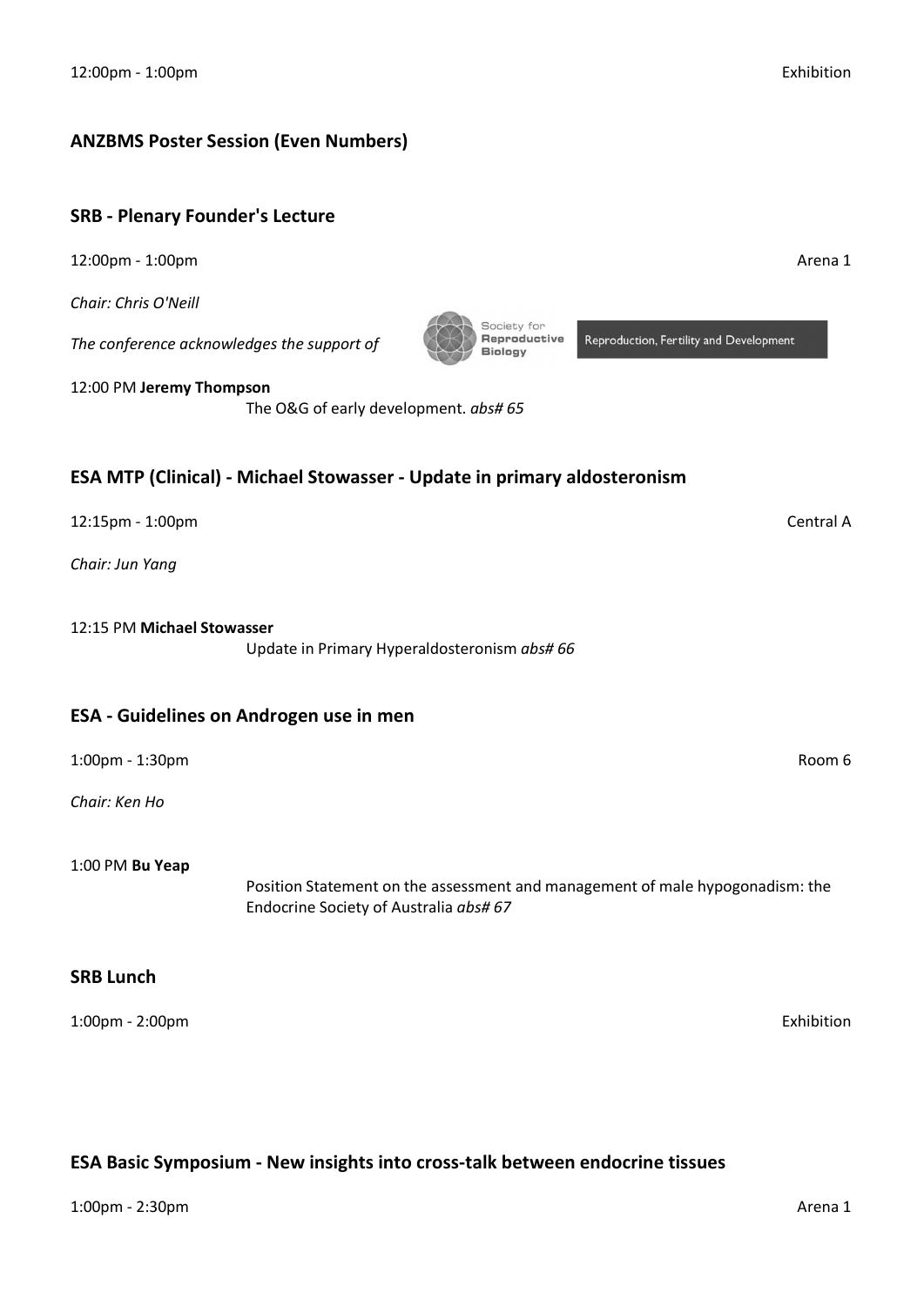12:00pm - 1:00pm Exhibition

## ANZBMS Poster Session (Even Numbers)

## SRB - Plenary Founder's Lecture

12:00pm - 1:00pm Arena 1

*Chair: Chris O'Neill*

*The conference acknowledges the support of* Society for Reproductive Biology — Reproduction, Fertility and Development

12:00 PM **Jeremy Thompson**
The O&G of early development. *abs# 65*

## ESA MTP (Clinical) - Michael Stowasser - Update in primary aldosteronism

12:15pm - 1:00pm Central A

*Chair: Jun Yang*

12:15 PM **Michael Stowasser**
Update in Primary Hyperaldosteronism *abs# 66*

## ESA - Guidelines on Androgen use in men

1:00pm - 1:30pm Room 6

*Chair: Ken Ho*

1:00 PM **Bu Yeap**
Position Statement on the assessment and management of male hypogonadism: the Endocrine Society of Australia *abs# 67*

## SRB Lunch

1:00pm - 2:00pm Exhibition

## ESA Basic Symposium - New insights into cross-talk between endocrine tissues

1:00pm - 2:30pm Arena 1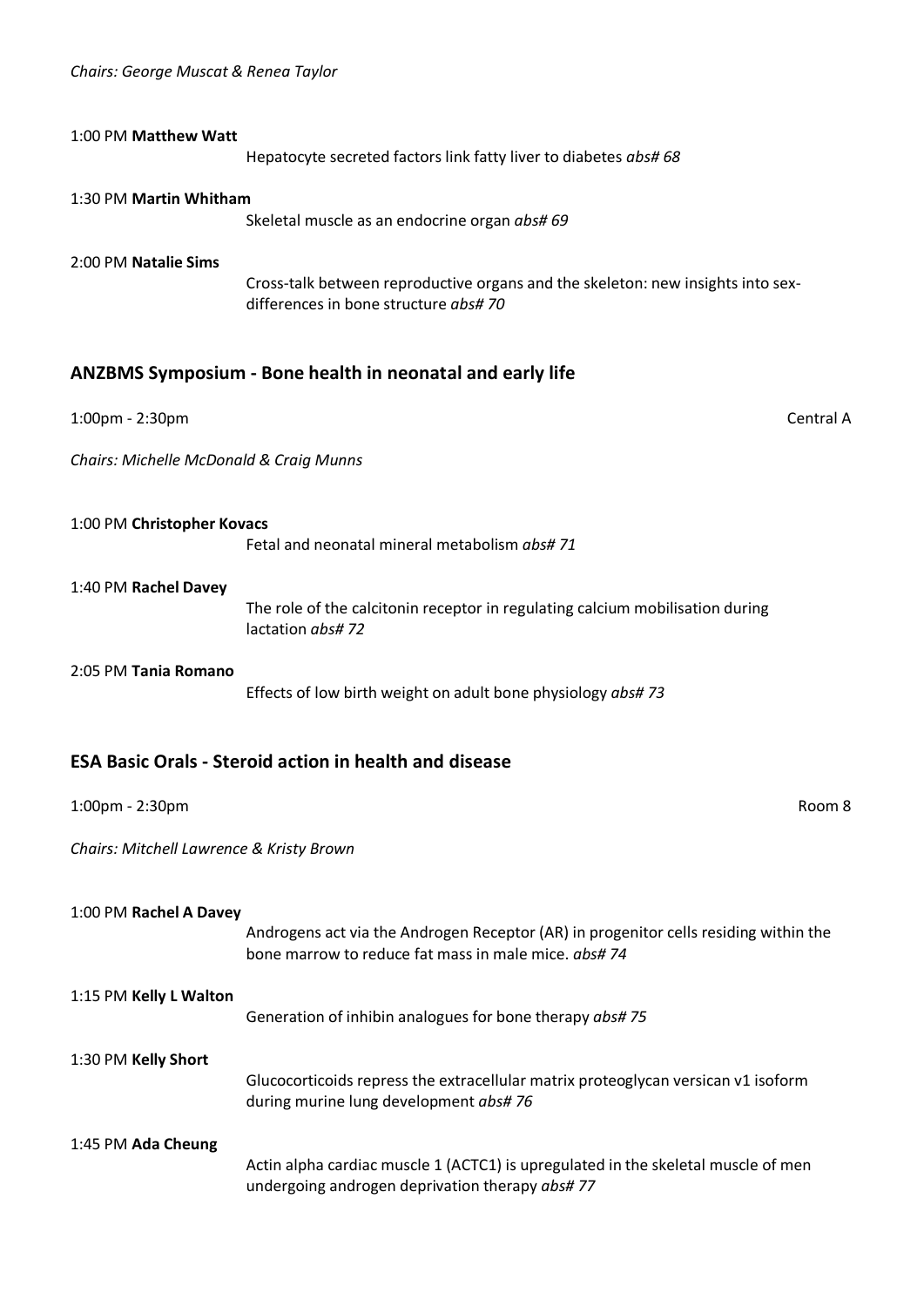*Chairs: George Muscat & Renea Taylor*

1:00 PM **Matthew Watt**

Hepatocyte secreted factors link fatty liver to diabetes *abs# 68*

1:30 PM **Martin Whitham**

Skeletal muscle as an endocrine organ *abs# 69*

2:00 PM **Natalie Sims**

Cross-talk between reproductive organs and the skeleton: new insights into sex-differences in bone structure *abs# 70*

## ANZBMS Symposium - Bone health in neonatal and early life

1:00pm - 2:30pm Central A

*Chairs: Michelle McDonald & Craig Munns*

1:00 PM **Christopher Kovacs**

Fetal and neonatal mineral metabolism *abs# 71*

1:40 PM **Rachel Davey**

The role of the calcitonin receptor in regulating calcium mobilisation during lactation *abs# 72*

2:05 PM **Tania Romano**

Effects of low birth weight on adult bone physiology *abs# 73*

## ESA Basic Orals - Steroid action in health and disease

1:00pm - 2:30pm Room 8

*Chairs: Mitchell Lawrence & Kristy Brown*

1:00 PM **Rachel A Davey**

Androgens act via the Androgen Receptor (AR) in progenitor cells residing within the bone marrow to reduce fat mass in male mice. *abs# 74*

1:15 PM **Kelly L Walton**

Generation of inhibin analogues for bone therapy *abs# 75*

1:30 PM **Kelly Short**

Glucocorticoids repress the extracellular matrix proteoglycan versican v1 isoform during murine lung development *abs# 76*

1:45 PM **Ada Cheung**

Actin alpha cardiac muscle 1 (ACTC1) is upregulated in the skeletal muscle of men undergoing androgen deprivation therapy *abs# 77*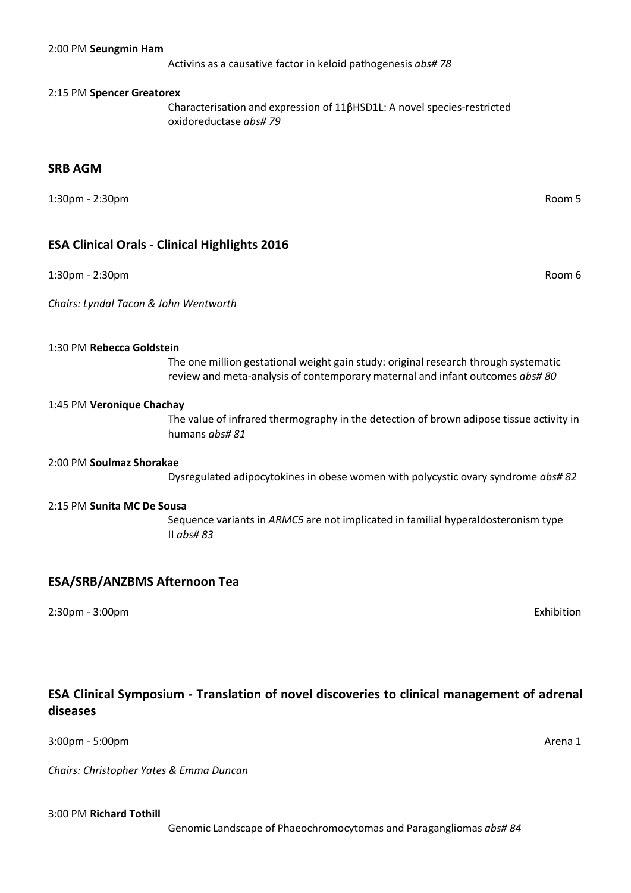2:00 PM **Seungmin Ham**

Activins as a causative factor in keloid pathogenesis *abs# 78*

2:15 PM **Spencer Greatorex**

Characterisation and expression of 11βHSD1L: A novel species-restricted oxidoreductase *abs# 79*

## SRB AGM

1:30pm - 2:30pm Room 5

## ESA Clinical Orals - Clinical Highlights 2016

1:30pm - 2:30pm Room 6

*Chairs: Lyndal Tacon & John Wentworth*

1:30 PM **Rebecca Goldstein**

The one million gestational weight gain study: original research through systematic review and meta-analysis of contemporary maternal and infant outcomes *abs# 80*

1:45 PM **Veronique Chachay**

The value of infrared thermography in the detection of brown adipose tissue activity in humans *abs# 81*

2:00 PM **Soulmaz Shorakae**

Dysregulated adipocytokines in obese women with polycystic ovary syndrome *abs# 82*

2:15 PM **Sunita MC De Sousa**

Sequence variants in *ARMC5* are not implicated in familial hyperaldosteronism type II *abs# 83*

## ESA/SRB/ANZBMS Afternoon Tea

2:30pm - 3:00pm Exhibition

## ESA Clinical Symposium - Translation of novel discoveries to clinical management of adrenal diseases

3:00pm - 5:00pm Arena 1

*Chairs: Christopher Yates & Emma Duncan*

3:00 PM **Richard Tothill**

Genomic Landscape of Phaeochromocytomas and Paragangliomas *abs# 84*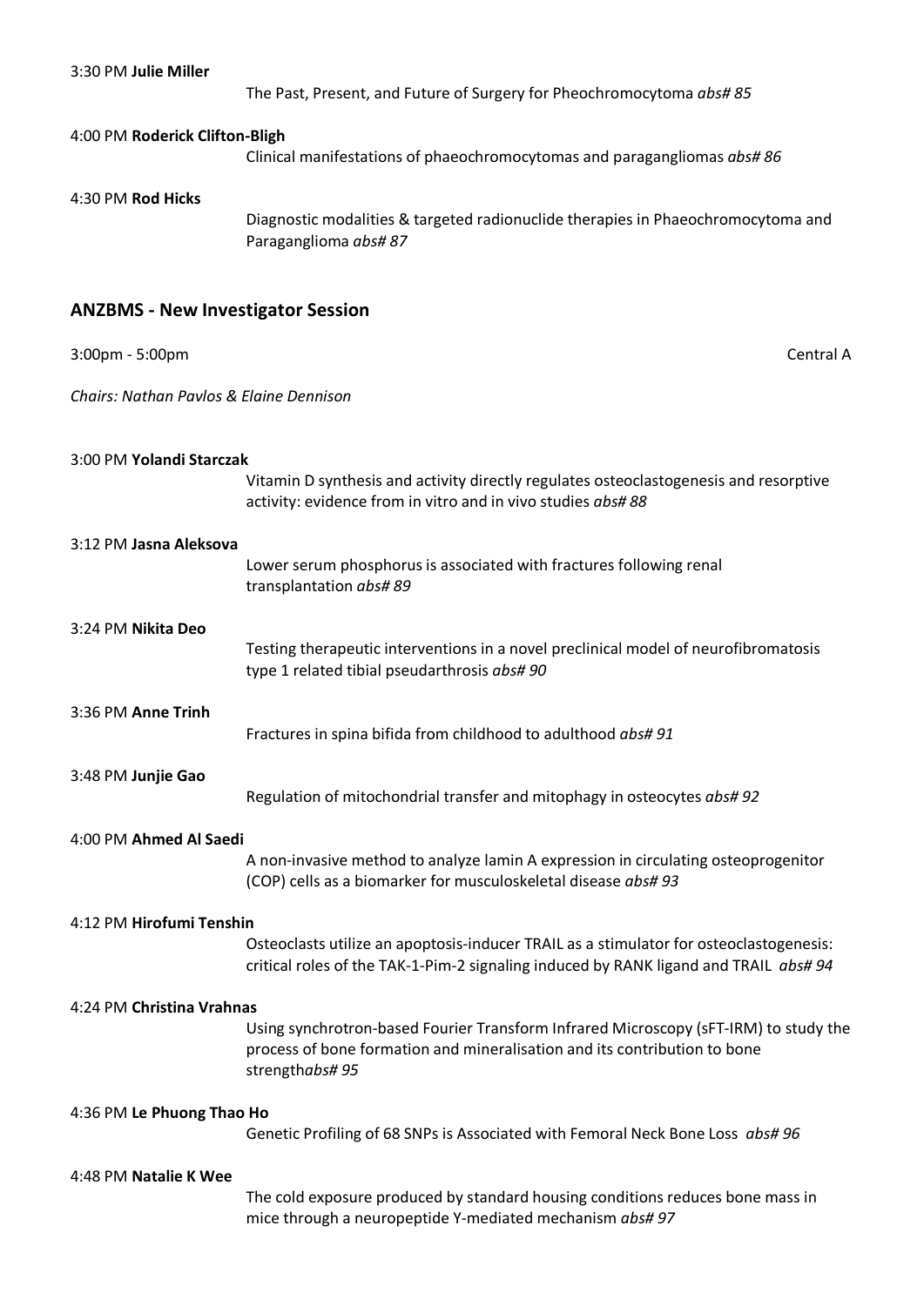3:30 PM **Julie Miller**

The Past, Present, and Future of Surgery for Pheochromocytoma *abs# 85*

4:00 PM **Roderick Clifton-Bligh**

Clinical manifestations of phaeochromocytomas and paragangliomas *abs# 86*

4:30 PM **Rod Hicks**

Diagnostic modalities & targeted radionuclide therapies in Phaeochromocytoma and Paraganglioma *abs# 87*

## ANZBMS - New Investigator Session

3:00pm - 5:00pm Central A

*Chairs: Nathan Pavlos & Elaine Dennison*

3:00 PM **Yolandi Starczak**

Vitamin D synthesis and activity directly regulates osteoclastogenesis and resorptive activity: evidence from in vitro and in vivo studies *abs# 88*

3:12 PM **Jasna Aleksova**

Lower serum phosphorus is associated with fractures following renal transplantation *abs# 89*

3:24 PM **Nikita Deo**

Testing therapeutic interventions in a novel preclinical model of neurofibromatosis type 1 related tibial pseudarthrosis *abs# 90*

3:36 PM **Anne Trinh**

Fractures in spina bifida from childhood to adulthood *abs# 91*

3:48 PM **Junjie Gao**

Regulation of mitochondrial transfer and mitophagy in osteocytes *abs# 92*

4:00 PM **Ahmed Al Saedi**

A non-invasive method to analyze lamin A expression in circulating osteoprogenitor (COP) cells as a biomarker for musculoskeletal disease *abs# 93*

4:12 PM **Hirofumi Tenshin**

Osteoclasts utilize an apoptosis-inducer TRAIL as a stimulator for osteoclastogenesis: critical roles of the TAK-1-Pim-2 signaling induced by RANK ligand and TRAIL *abs# 94*

4:24 PM **Christina Vrahnas**

Using synchrotron-based Fourier Transform Infrared Microscopy (sFT-IRM) to study the process of bone formation and mineralisation and its contribution to bone strength*abs# 95*

4:36 PM **Le Phuong Thao Ho**

Genetic Profiling of 68 SNPs is Associated with Femoral Neck Bone Loss *abs# 96*

4:48 PM **Natalie K Wee**

The cold exposure produced by standard housing conditions reduces bone mass in mice through a neuropeptide Y-mediated mechanism *abs# 97*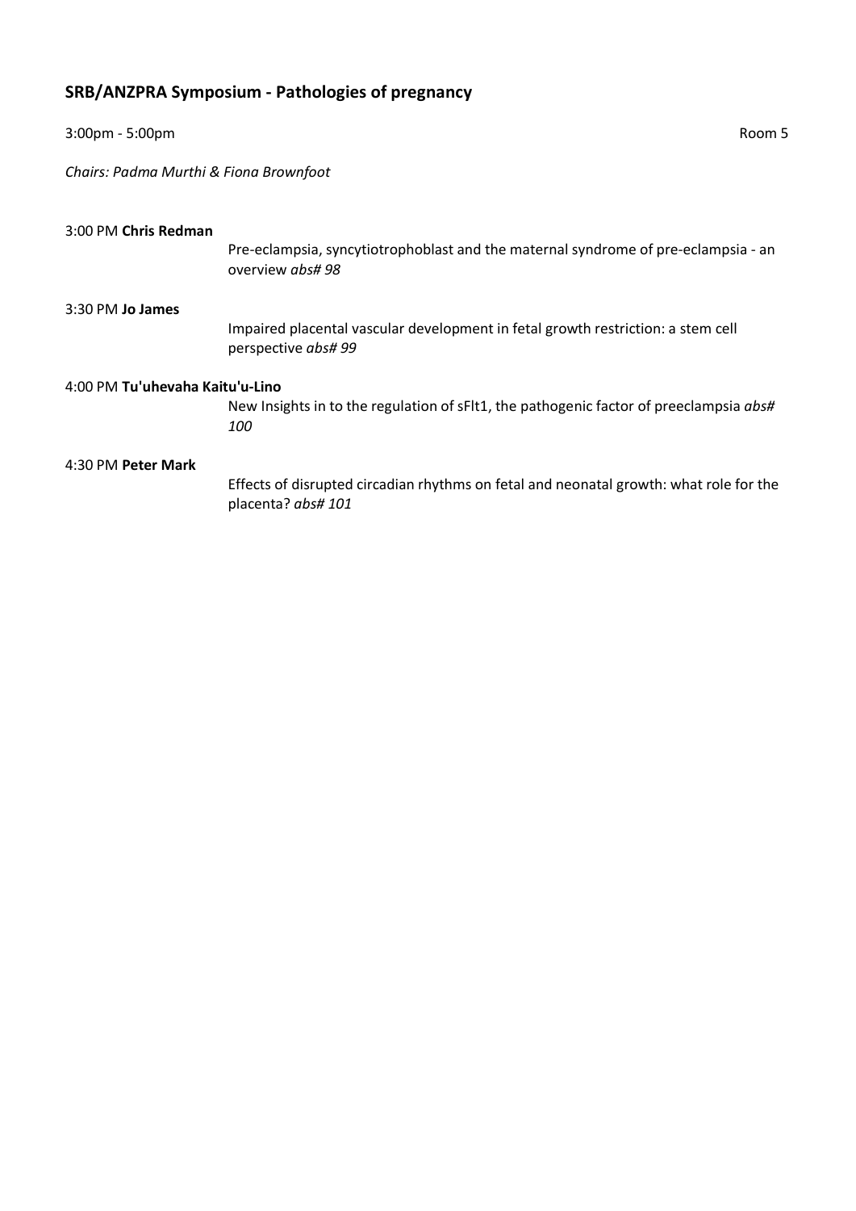## SRB/ANZPRA Symposium - Pathologies of pregnancy

3:00pm - 5:00pm Room 5

*Chairs: Padma Murthi & Fiona Brownfoot*

3:00 PM **Chris Redman**

Pre-eclampsia, syncytiotrophoblast and the maternal syndrome of pre-eclampsia - an overview *abs# 98*

3:30 PM **Jo James**

Impaired placental vascular development in fetal growth restriction: a stem cell perspective *abs# 99*

4:00 PM **Tu'uhevaha Kaitu'u-Lino**

New Insights in to the regulation of sFlt1, the pathogenic factor of preeclampsia *abs# 100*

4:30 PM **Peter Mark**

Effects of disrupted circadian rhythms on fetal and neonatal growth: what role for the placenta? *abs# 101*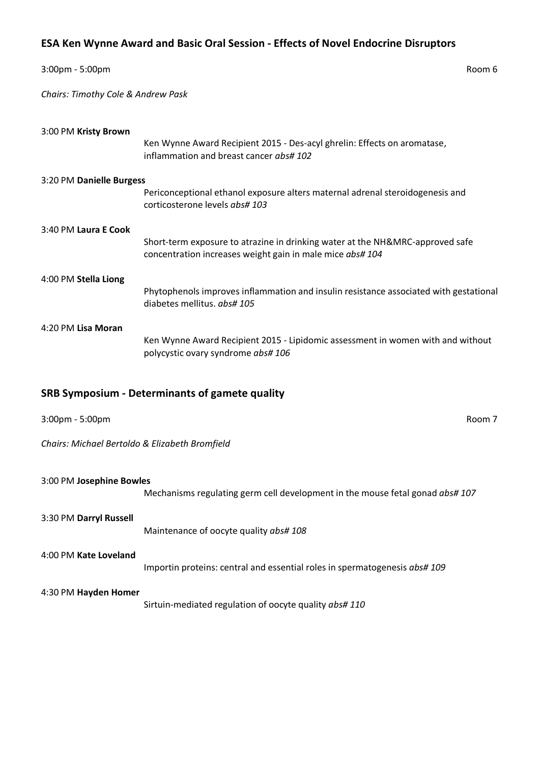## ESA Ken Wynne Award and Basic Oral Session - Effects of Novel Endocrine Disruptors

3:00pm - 5:00pm Room 6

*Chairs: Timothy Cole & Andrew Pask*

3:00 PM **Kristy Brown**
Ken Wynne Award Recipient 2015 - Des-acyl ghrelin: Effects on aromatase, inflammation and breast cancer *abs# 102*

3:20 PM **Danielle Burgess**
Periconceptional ethanol exposure alters maternal adrenal steroidogenesis and corticosterone levels *abs# 103*

3:40 PM **Laura E Cook**
Short-term exposure to atrazine in drinking water at the NH&MRC-approved safe concentration increases weight gain in male mice *abs# 104*

4:00 PM **Stella Liong**
Phytophenols improves inflammation and insulin resistance associated with gestational diabetes mellitus. *abs# 105*

4:20 PM **Lisa Moran**
Ken Wynne Award Recipient 2015 - Lipidomic assessment in women with and without polycystic ovary syndrome *abs# 106*

## SRB Symposium - Determinants of gamete quality

3:00pm - 5:00pm Room 7

*Chairs: Michael Bertoldo & Elizabeth Bromfield*

3:00 PM **Josephine Bowles**
Mechanisms regulating germ cell development in the mouse fetal gonad *abs# 107*

3:30 PM **Darryl Russell**
Maintenance of oocyte quality *abs# 108*

4:00 PM **Kate Loveland**
Importin proteins: central and essential roles in spermatogenesis *abs# 109*

4:30 PM **Hayden Homer**
Sirtuin-mediated regulation of oocyte quality *abs# 110*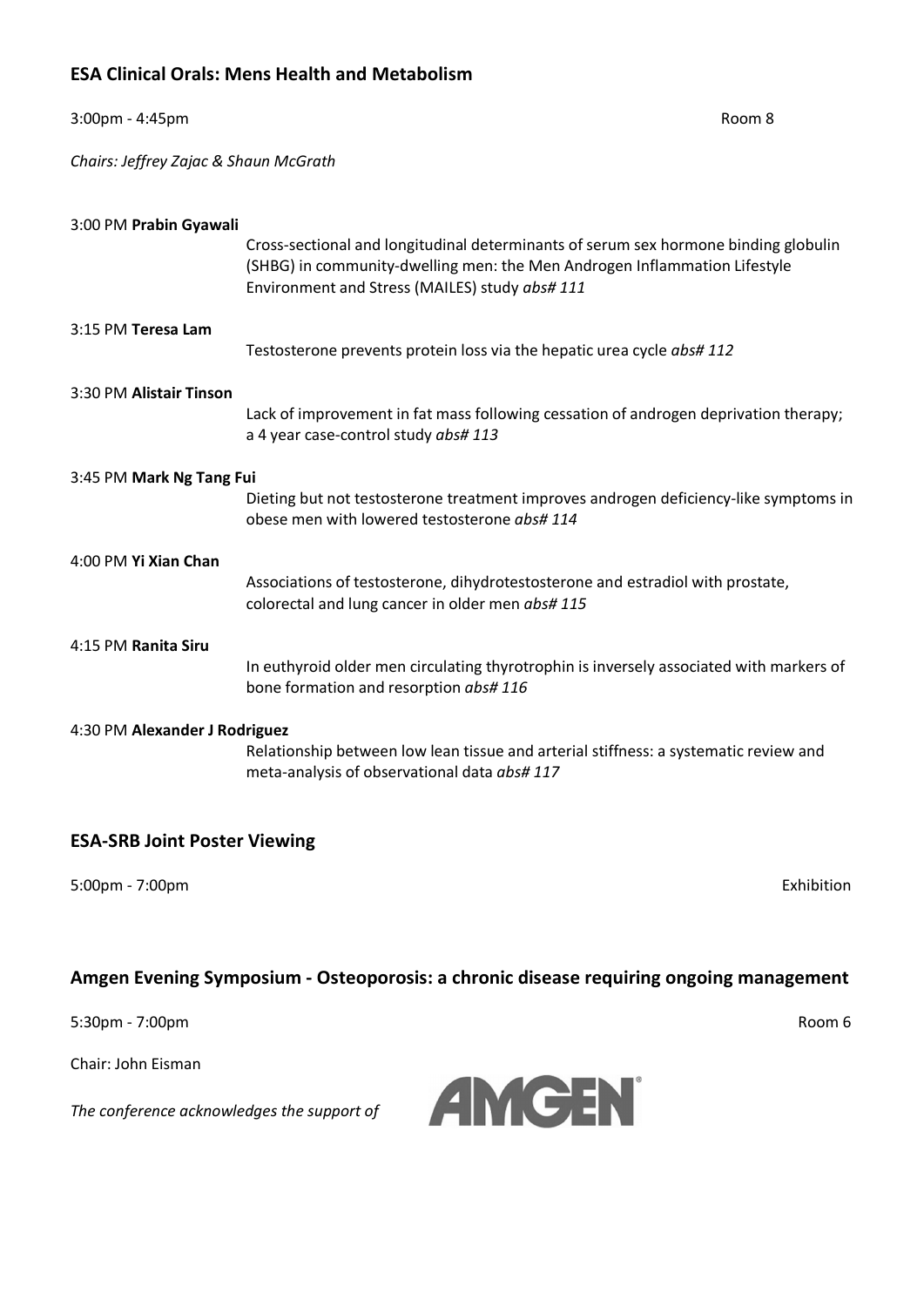## ESA Clinical Orals: Mens Health and Metabolism

3:00pm - 4:45pm Room 8

*Chairs: Jeffrey Zajac & Shaun McGrath*

3:00 PM **Prabin Gyawali**
Cross-sectional and longitudinal determinants of serum sex hormone binding globulin (SHBG) in community-dwelling men: the Men Androgen Inflammation Lifestyle Environment and Stress (MAILES) study *abs# 111*

3:15 PM **Teresa Lam**
Testosterone prevents protein loss via the hepatic urea cycle *abs# 112*

3:30 PM **Alistair Tinson**
Lack of improvement in fat mass following cessation of androgen deprivation therapy; a 4 year case-control study *abs# 113*

3:45 PM **Mark Ng Tang Fui**
Dieting but not testosterone treatment improves androgen deficiency-like symptoms in obese men with lowered testosterone *abs# 114*

4:00 PM **Yi Xian Chan**
Associations of testosterone, dihydrotestosterone and estradiol with prostate, colorectal and lung cancer in older men *abs# 115*

4:15 PM **Ranita Siru**
In euthyroid older men circulating thyrotrophin is inversely associated with markers of bone formation and resorption *abs# 116*

4:30 PM **Alexander J Rodriguez**
Relationship between low lean tissue and arterial stiffness: a systematic review and meta-analysis of observational data *abs# 117*

## ESA-SRB Joint Poster Viewing

5:00pm - 7:00pm Exhibition

## Amgen Evening Symposium - Osteoporosis: a chronic disease requiring ongoing management

5:30pm - 7:00pm Room 6

Chair: John Eisman

*The conference acknowledges the support of* AMGEN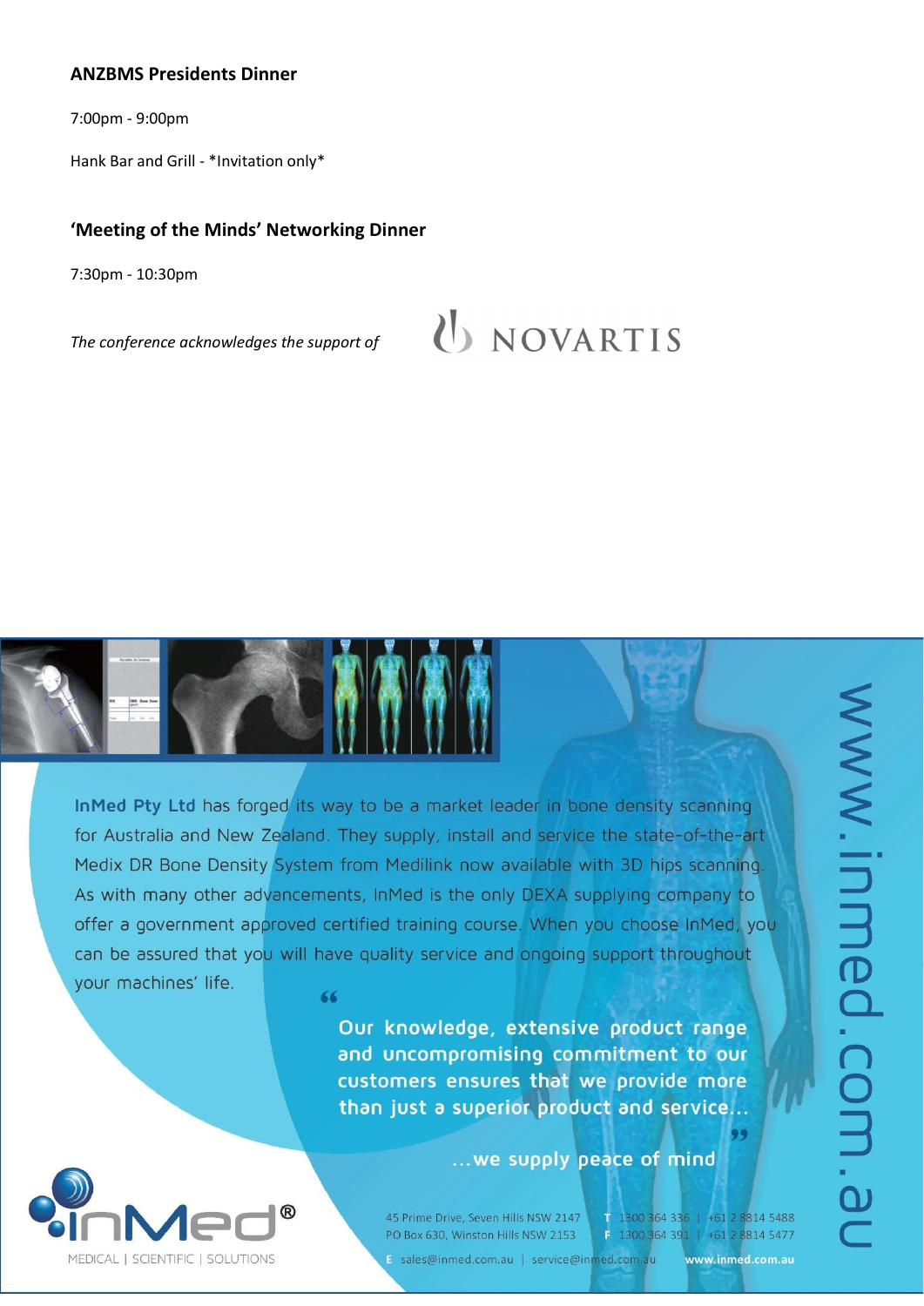### ANZBMS Presidents Dinner

7:00pm - 9:00pm

Hank Bar and Grill - *Invitation only*

### 'Meeting of the Minds' Networking Dinner

7:30pm - 10:30pm

*The conference acknowledges the support of* NOVARTIS

**InMed Pty Ltd** has forged its way to be a market leader in bone density scanning for Australia and New Zealand. They supply, install and service the state-of-the-art Medix DR Bone Density System from Medilink now available with 3D hips scanning. As with many other advancements, InMed is the only DEXA supplying company to offer a government approved certified training course. When you choose InMed, you can be assured that you will have quality service and ongoing support throughout your machines' life.

> "Our knowledge, extensive product range and uncompromising commitment to our customers ensures that we provide more than just a superior product and service...
>
> ...we supply peace of mind"

InMed® MEDICAL | SCIENTIFIC | SOLUTIONS

45 Prime Drive, Seven Hills NSW 2147
PO Box 630, Winston Hills NSW 2153
T 1300 364 336 | +61 2 8814 5488
F 1300 364 391 | +61 2 8814 5477
E sales@inmed.com.au | service@inmed.com.au

www.inmed.com.au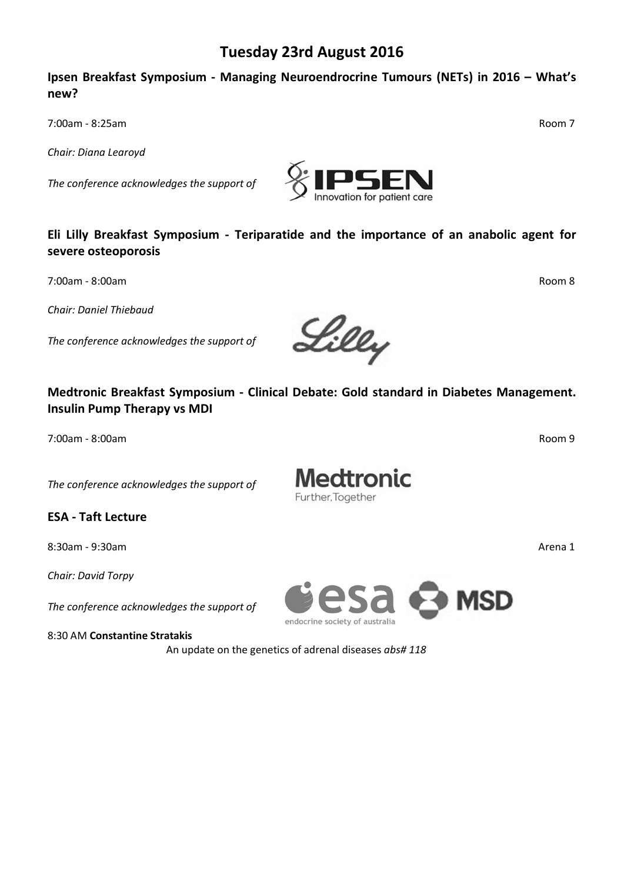# Tuesday 23rd August 2016

## Ipsen Breakfast Symposium - Managing Neuroendrocrine Tumours (NETs) in 2016 – What's new?

7:00am - 8:25am Room 7

*Chair: Diana Learoyd*

*The conference acknowledges the support of*

## Eli Lilly Breakfast Symposium - Teriparatide and the importance of an anabolic agent for severe osteoporosis

7:00am - 8:00am Room 8

*Chair: Daniel Thiebaud*

*The conference acknowledges the support of*

## Medtronic Breakfast Symposium - Clinical Debate: Gold standard in Diabetes Management. Insulin Pump Therapy vs MDI

7:00am - 8:00am Room 9

*The conference acknowledges the support of*

## ESA - Taft Lecture

8:30am - 9:30am Arena 1

*Chair: David Torpy*

*The conference acknowledges the support of*

8:30 AM **Constantine Stratakis**

An update on the genetics of adrenal diseases *abs# 118*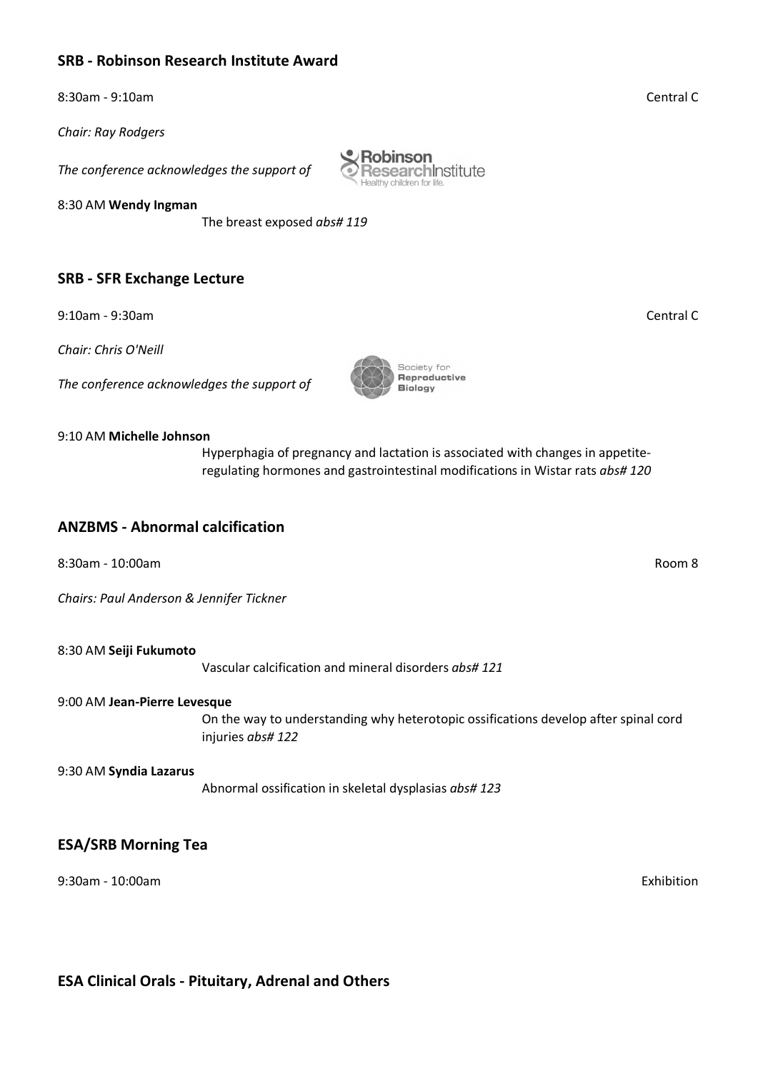## SRB - Robinson Research Institute Award

8:30am - 9:10am Central C

*Chair: Ray Rodgers*

*The conference acknowledges the support of*

8:30 AM **Wendy Ingman**

The breast exposed *abs# 119*

## SRB - SFR Exchange Lecture

9:10am - 9:30am Central C

*Chair: Chris O'Neill*

*The conference acknowledges the support of*

9:10 AM **Michelle Johnson**

Hyperphagia of pregnancy and lactation is associated with changes in appetite-regulating hormones and gastrointestinal modifications in Wistar rats *abs# 120*

## ANZBMS - Abnormal calcification

8:30am - 10:00am Room 8

*Chairs: Paul Anderson & Jennifer Tickner*

8:30 AM **Seiji Fukumoto**

Vascular calcification and mineral disorders *abs# 121*

9:00 AM **Jean-Pierre Levesque**

On the way to understanding why heterotopic ossifications develop after spinal cord injuries *abs# 122*

9:30 AM **Syndia Lazarus**

Abnormal ossification in skeletal dysplasias *abs# 123*

## ESA/SRB Morning Tea

9:30am - 10:00am Exhibition

## ESA Clinical Orals - Pituitary, Adrenal and Others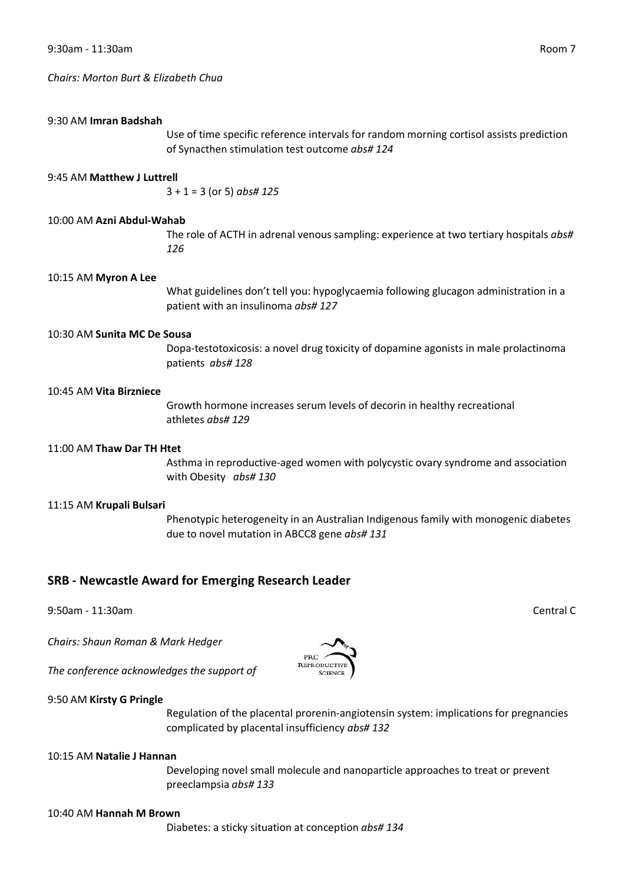9:30am - 11:30am Room 7

*Chairs: Morton Burt & Elizabeth Chua*

9:30 AM **Imran Badshah**

Use of time specific reference intervals for random morning cortisol assists prediction of Synacthen stimulation test outcome *abs# 124*

9:45 AM **Matthew J Luttrell**

3 + 1 = 3 (or 5) *abs# 125*

10:00 AM **Azni Abdul-Wahab**

The role of ACTH in adrenal venous sampling: experience at two tertiary hospitals *abs# 126*

10:15 AM **Myron A Lee**

What guidelines don't tell you: hypoglycaemia following glucagon administration in a patient with an insulinoma *abs# 127*

10:30 AM **Sunita MC De Sousa**

Dopa-testotoxicosis: a novel drug toxicity of dopamine agonists in male prolactinoma patients *abs# 128*

10:45 AM **Vita Birzniece**

Growth hormone increases serum levels of decorin in healthy recreational athletes *abs# 129*

11:00 AM **Thaw Dar TH Htet**

Asthma in reproductive-aged women with polycystic ovary syndrome and association with Obesity *abs# 130*

11:15 AM **Krupali Bulsari**

Phenotypic heterogeneity in an Australian Indigenous family with monogenic diabetes due to novel mutation in ABCC8 gene *abs# 131*

## SRB - Newcastle Award for Emerging Research Leader

9:50am - 11:30am Central C

*Chairs: Shaun Roman & Mark Hedger*

*The conference acknowledges the support of*

PRC Reproductive Science

9:50 AM **Kirsty G Pringle**

Regulation of the placental prorenin-angiotensin system: implications for pregnancies complicated by placental insufficiency *abs# 132*

10:15 AM **Natalie J Hannan**

Developing novel small molecule and nanoparticle approaches to treat or prevent preeclampsia *abs# 133*

10:40 AM **Hannah M Brown**

Diabetes: a sticky situation at conception *abs# 134*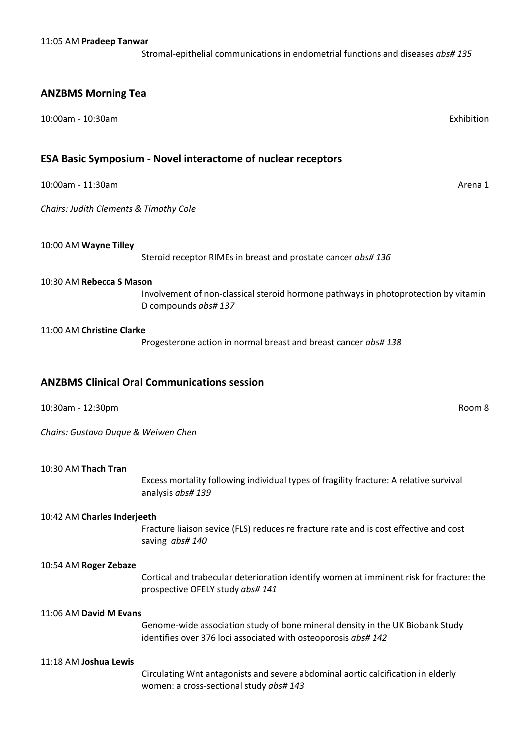11:05 AM **Pradeep Tanwar**

Stromal-epithelial communications in endometrial functions and diseases *abs# 135*

## ANZBMS Morning Tea

10:00am - 10:30am

Exhibition

## ESA Basic Symposium - Novel interactome of nuclear receptors

10:00am - 11:30am

Arena 1

*Chairs: Judith Clements & Timothy Cole*

10:00 AM **Wayne Tilley**

Steroid receptor RIMEs in breast and prostate cancer *abs# 136*

10:30 AM **Rebecca S Mason**

Involvement of non-classical steroid hormone pathways in photoprotection by vitamin D compounds *abs# 137*

11:00 AM **Christine Clarke**

Progesterone action in normal breast and breast cancer *abs# 138*

## ANZBMS Clinical Oral Communications session

10:30am - 12:30pm

Room 8

*Chairs: Gustavo Duque & Weiwen Chen*

10:30 AM **Thach Tran**

Excess mortality following individual types of fragility fracture: A relative survival analysis *abs# 139*

10:42 AM **Charles Inderjeeth**

Fracture liaison sevice (FLS) reduces re fracture rate and is cost effective and cost saving *abs# 140*

10:54 AM **Roger Zebaze**

Cortical and trabecular deterioration identify women at imminent risk for fracture: the prospective OFELY study *abs# 141*

11:06 AM **David M Evans**

Genome-wide association study of bone mineral density in the UK Biobank Study identifies over 376 loci associated with osteoporosis *abs# 142*

11:18 AM **Joshua Lewis**

Circulating Wnt antagonists and severe abdominal aortic calcification in elderly women: a cross-sectional study *abs# 143*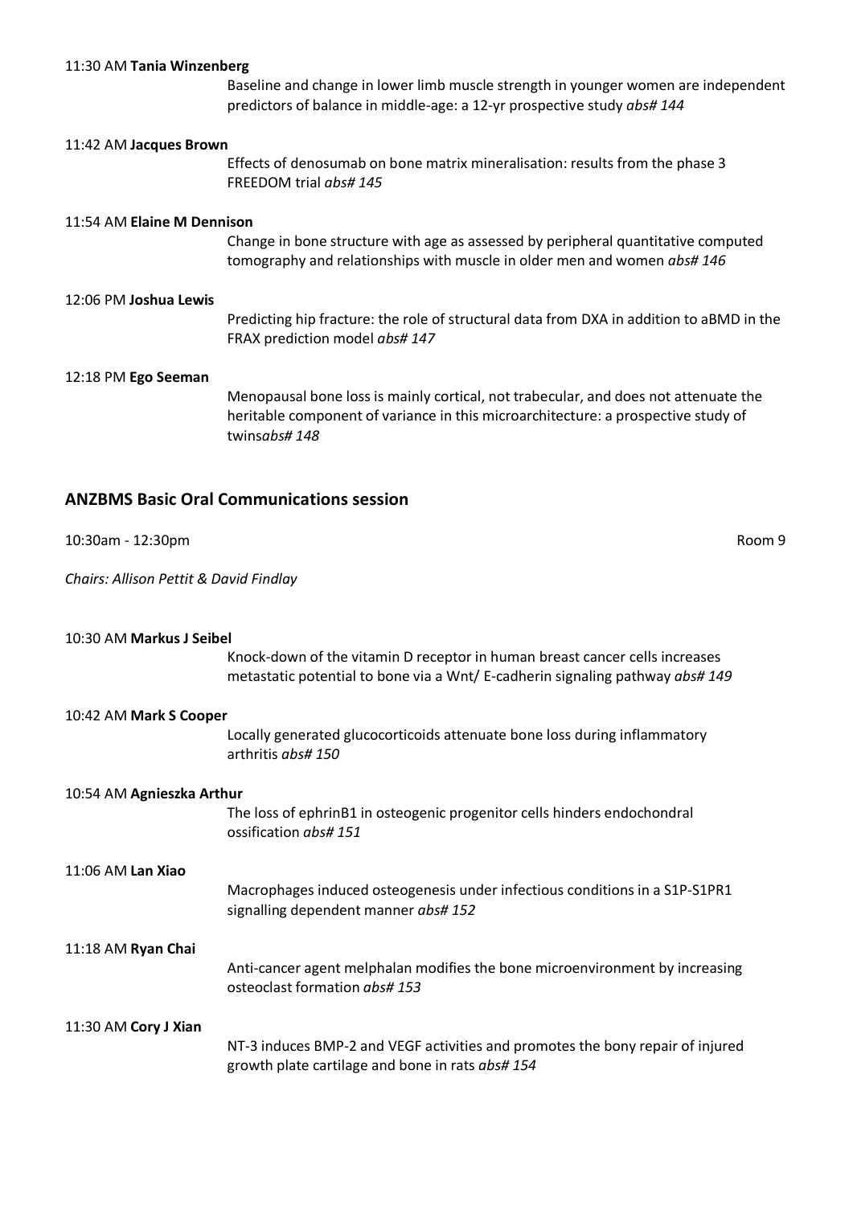11:30 AM **Tania Winzenberg**

Baseline and change in lower limb muscle strength in younger women are independent predictors of balance in middle-age: a 12-yr prospective study *abs# 144*

11:42 AM **Jacques Brown**

Effects of denosumab on bone matrix mineralisation: results from the phase 3 FREEDOM trial *abs# 145*

11:54 AM **Elaine M Dennison**

Change in bone structure with age as assessed by peripheral quantitative computed tomography and relationships with muscle in older men and women *abs# 146*

12:06 PM **Joshua Lewis**

Predicting hip fracture: the role of structural data from DXA in addition to aBMD in the FRAX prediction model *abs# 147*

12:18 PM **Ego Seeman**

Menopausal bone loss is mainly cortical, not trabecular, and does not attenuate the heritable component of variance in this microarchitecture: a prospective study of twins*abs# 148*

## ANZBMS Basic Oral Communications session

10:30am - 12:30pm Room 9

*Chairs: Allison Pettit & David Findlay*

10:30 AM **Markus J Seibel**

Knock-down of the vitamin D receptor in human breast cancer cells increases metastatic potential to bone via a Wnt/ E-cadherin signaling pathway *abs# 149*

10:42 AM **Mark S Cooper**

Locally generated glucocorticoids attenuate bone loss during inflammatory arthritis *abs# 150*

10:54 AM **Agnieszka Arthur**

The loss of ephrinB1 in osteogenic progenitor cells hinders endochondral ossification *abs# 151*

11:06 AM **Lan Xiao**

Macrophages induced osteogenesis under infectious conditions in a S1P-S1PR1 signalling dependent manner *abs# 152*

11:18 AM **Ryan Chai**

Anti-cancer agent melphalan modifies the bone microenvironment by increasing osteoclast formation *abs# 153*

11:30 AM **Cory J Xian**

NT-3 induces BMP-2 and VEGF activities and promotes the bony repair of injured growth plate cartilage and bone in rats *abs# 154*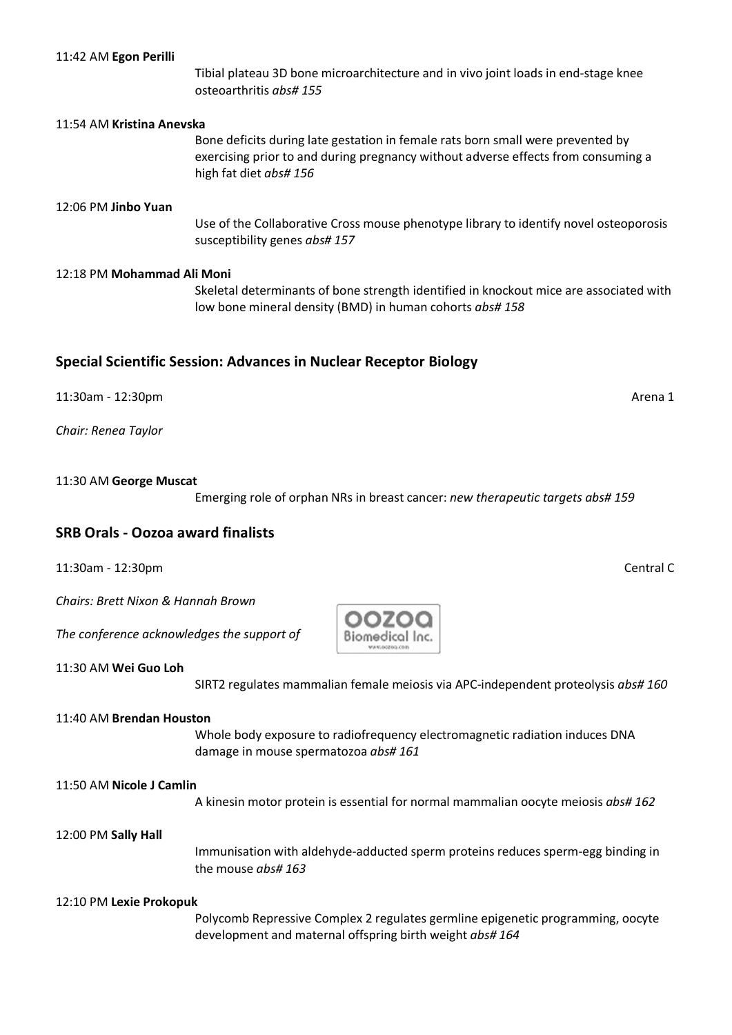11:42 AM **Egon Perilli**

Tibial plateau 3D bone microarchitecture and in vivo joint loads in end-stage knee osteoarthritis *abs# 155*

11:54 AM **Kristina Anevska**

Bone deficits during late gestation in female rats born small were prevented by exercising prior to and during pregnancy without adverse effects from consuming a high fat diet *abs# 156*

12:06 PM **Jinbo Yuan**

Use of the Collaborative Cross mouse phenotype library to identify novel osteoporosis susceptibility genes *abs# 157*

12:18 PM **Mohammad Ali Moni**

Skeletal determinants of bone strength identified in knockout mice are associated with low bone mineral density (BMD) in human cohorts *abs# 158*

## Special Scientific Session: Advances in Nuclear Receptor Biology

11:30am - 12:30pm Arena 1

*Chair: Renea Taylor*

11:30 AM **George Muscat**

Emerging role of orphan NRs in breast cancer: *new therapeutic targets abs# 159*

## SRB Orals - Oozoa award finalists

11:30am - 12:30pm Central C

*Chairs: Brett Nixon & Hannah Brown*

*The conference acknowledges the support of*

11:30 AM **Wei Guo Loh**

SIRT2 regulates mammalian female meiosis via APC-independent proteolysis *abs# 160*

11:40 AM **Brendan Houston**

Whole body exposure to radiofrequency electromagnetic radiation induces DNA damage in mouse spermatozoa *abs# 161*

11:50 AM **Nicole J Camlin**

A kinesin motor protein is essential for normal mammalian oocyte meiosis *abs# 162*

12:00 PM **Sally Hall**

Immunisation with aldehyde-adducted sperm proteins reduces sperm-egg binding in the mouse *abs# 163*

12:10 PM **Lexie Prokopuk**

Polycomb Repressive Complex 2 regulates germline epigenetic programming, oocyte development and maternal offspring birth weight *abs# 164*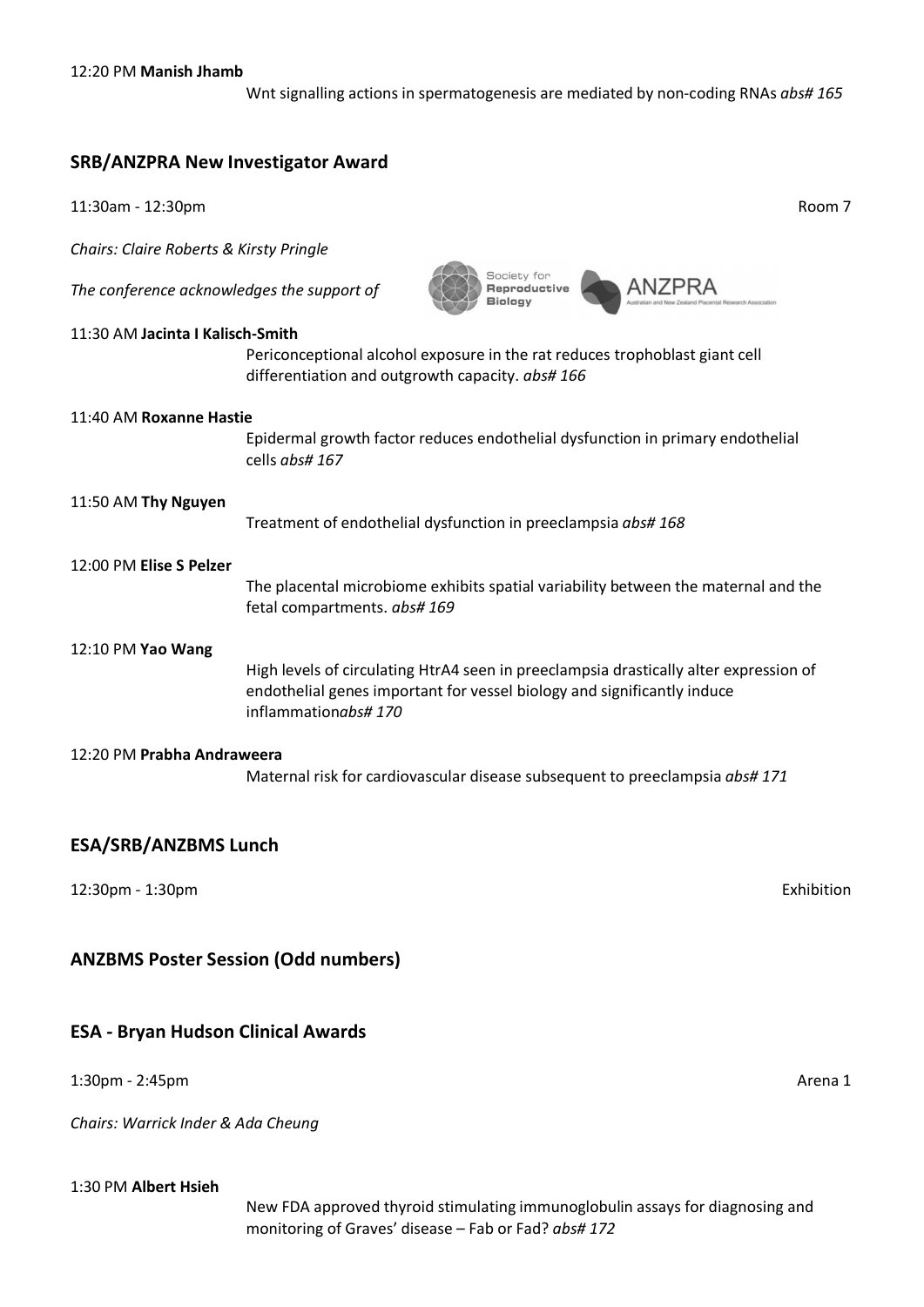12:20 PM **Manish Jhamb**

Wnt signalling actions in spermatogenesis are mediated by non-coding RNAs *abs# 165*

## SRB/ANZPRA New Investigator Award

11:30am - 12:30pm Room 7

*Chairs: Claire Roberts & Kirsty Pringle*

*The conference acknowledges the support of*

11:30 AM **Jacinta I Kalisch-Smith**

Periconceptional alcohol exposure in the rat reduces trophoblast giant cell differentiation and outgrowth capacity. *abs# 166*

11:40 AM **Roxanne Hastie**

Epidermal growth factor reduces endothelial dysfunction in primary endothelial cells *abs# 167*

11:50 AM **Thy Nguyen**

Treatment of endothelial dysfunction in preeclampsia *abs# 168*

12:00 PM **Elise S Pelzer**

The placental microbiome exhibits spatial variability between the maternal and the fetal compartments. *abs# 169*

12:10 PM **Yao Wang**

High levels of circulating HtrA4 seen in preeclampsia drastically alter expression of endothelial genes important for vessel biology and significantly induce inflammation*abs# 170*

12:20 PM **Prabha Andraweera**

Maternal risk for cardiovascular disease subsequent to preeclampsia *abs# 171*

## ESA/SRB/ANZBMS Lunch

12:30pm - 1:30pm Exhibition

## ANZBMS Poster Session (Odd numbers)

## ESA - Bryan Hudson Clinical Awards

1:30pm - 2:45pm Arena 1

*Chairs: Warrick Inder & Ada Cheung*

1:30 PM **Albert Hsieh**

New FDA approved thyroid stimulating immunoglobulin assays for diagnosing and monitoring of Graves' disease – Fab or Fad? *abs# 172*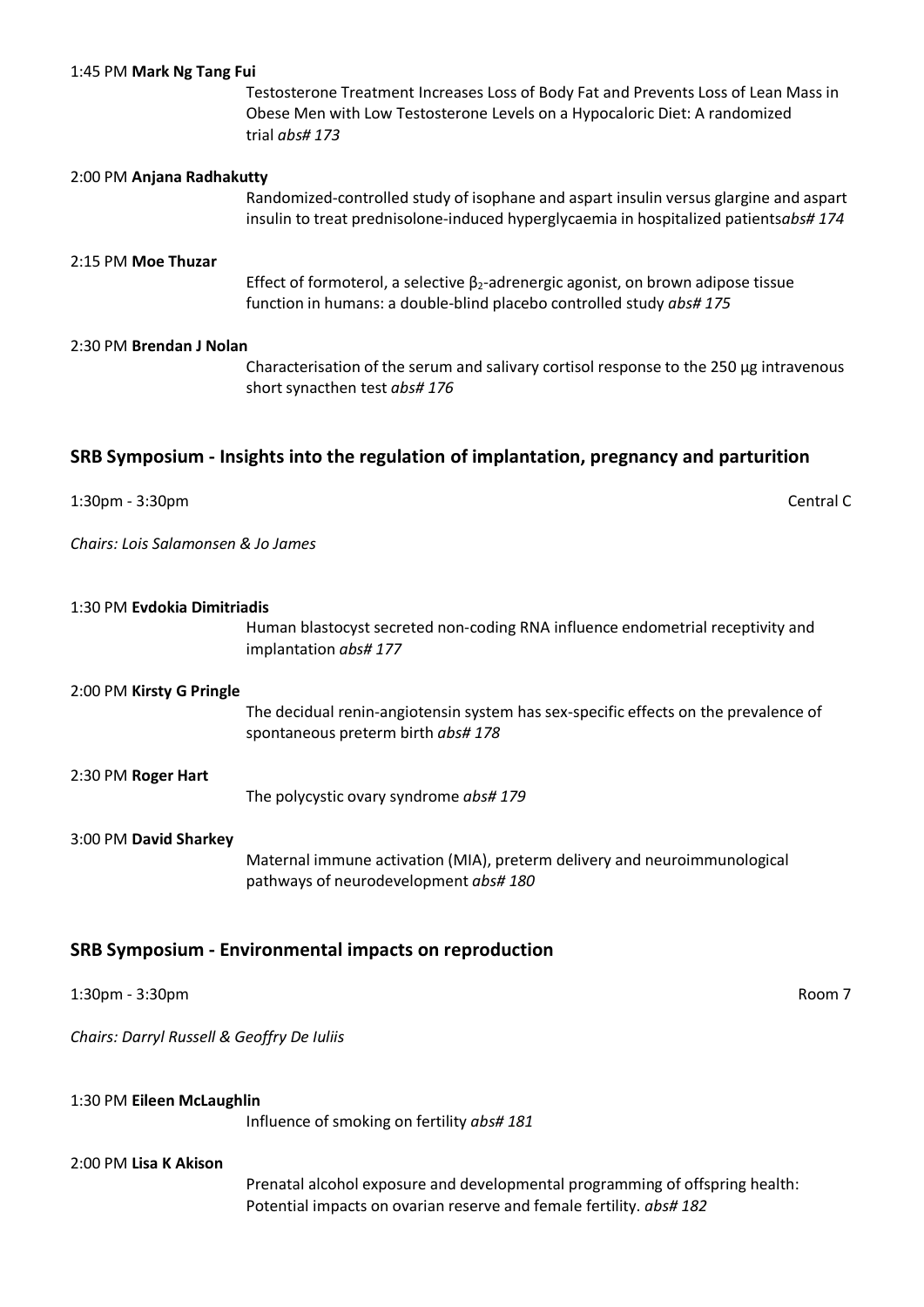1:45 PM **Mark Ng Tang Fui**

Testosterone Treatment Increases Loss of Body Fat and Prevents Loss of Lean Mass in Obese Men with Low Testosterone Levels on a Hypocaloric Diet: A randomized trial *abs# 173*

2:00 PM **Anjana Radhakutty**

Randomized-controlled study of isophane and aspart insulin versus glargine and aspart insulin to treat prednisolone-induced hyperglycaemia in hospitalized patients*abs# 174*

2:15 PM **Moe Thuzar**

Effect of formoterol, a selective $\beta_2$-adrenergic agonist, on brown adipose tissue function in humans: a double-blind placebo controlled study *abs# 175*

2:30 PM **Brendan J Nolan**

Characterisation of the serum and salivary cortisol response to the 250 µg intravenous short synacthen test *abs# 176*

## SRB Symposium - Insights into the regulation of implantation, pregnancy and parturition

1:30pm - 3:30pm Central C

*Chairs: Lois Salamonsen & Jo James*

1:30 PM **Evdokia Dimitriadis**

Human blastocyst secreted non-coding RNA influence endometrial receptivity and implantation *abs# 177*

2:00 PM **Kirsty G Pringle**

The decidual renin-angiotensin system has sex-specific effects on the prevalence of spontaneous preterm birth *abs# 178*

2:30 PM **Roger Hart**

The polycystic ovary syndrome *abs# 179*

3:00 PM **David Sharkey**

Maternal immune activation (MIA), preterm delivery and neuroimmunological pathways of neurodevelopment *abs# 180*

## SRB Symposium - Environmental impacts on reproduction

1:30pm - 3:30pm Room 7

*Chairs: Darryl Russell & Geoffry De Iuliis*

1:30 PM **Eileen McLaughlin**

Influence of smoking on fertility *abs# 181*

2:00 PM **Lisa K Akison**

Prenatal alcohol exposure and developmental programming of offspring health: Potential impacts on ovarian reserve and female fertility. *abs# 182*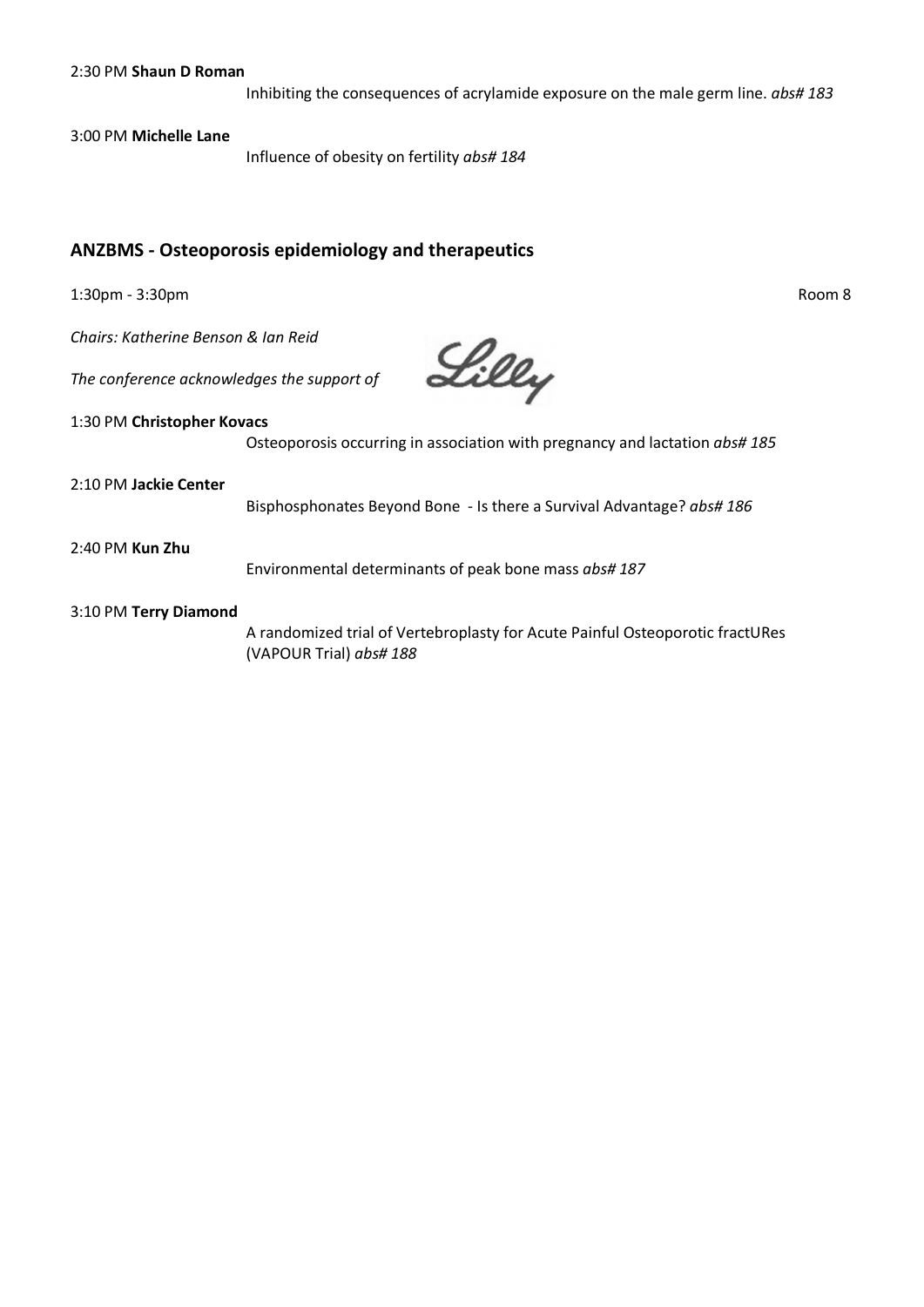2:30 PM **Shaun D Roman**

Inhibiting the consequences of acrylamide exposure on the male germ line. *abs# 183*

3:00 PM **Michelle Lane**

Influence of obesity on fertility *abs# 184*

## ANZBMS - Osteoporosis epidemiology and therapeutics

1:30pm - 3:30pm Room 8

*Chairs: Katherine Benson & Ian Reid*

*The conference acknowledges the support of* Lilly

1:30 PM **Christopher Kovacs**

Osteoporosis occurring in association with pregnancy and lactation *abs# 185*

2:10 PM **Jackie Center**

Bisphosphonates Beyond Bone - Is there a Survival Advantage? *abs# 186*

2:40 PM **Kun Zhu**

Environmental determinants of peak bone mass *abs# 187*

3:10 PM **Terry Diamond**

A randomized trial of Vertebroplasty for Acute Painful Osteoporotic fractURes (VAPOUR Trial) *abs# 188*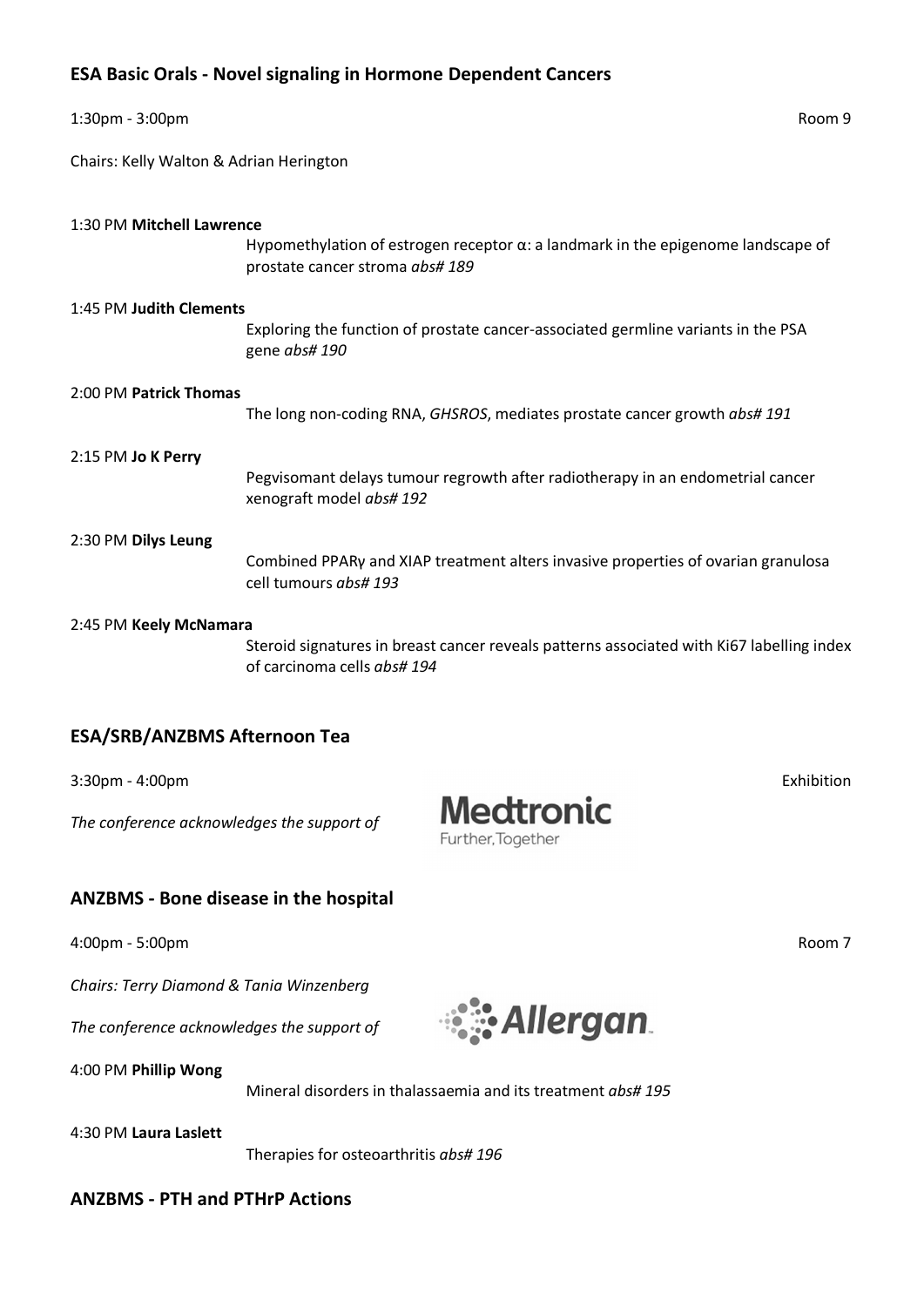## ESA Basic Orals - Novel signaling in Hormone Dependent Cancers

1:30pm - 3:00pm Room 9

Chairs: Kelly Walton & Adrian Herington

1:30 PM **Mitchell Lawrence**

Hypomethylation of estrogen receptor α: a landmark in the epigenome landscape of prostate cancer stroma *abs# 189*

1:45 PM **Judith Clements**

Exploring the function of prostate cancer-associated germline variants in the PSA gene *abs# 190*

2:00 PM **Patrick Thomas**

The long non-coding RNA, *GHSROS*, mediates prostate cancer growth *abs# 191*

2:15 PM **Jo K Perry**

Pegvisomant delays tumour regrowth after radiotherapy in an endometrial cancer xenograft model *abs# 192*

2:30 PM **Dilys Leung**

Combined PPARγ and XIAP treatment alters invasive properties of ovarian granulosa cell tumours *abs# 193*

2:45 PM **Keely McNamara**

Steroid signatures in breast cancer reveals patterns associated with Ki67 labelling index of carcinoma cells *abs# 194*

## ESA/SRB/ANZBMS Afternoon Tea

3:30pm - 4:00pm Exhibition

*The conference acknowledges the support of*

Medtronic
Further, Together

## ANZBMS - Bone disease in the hospital

4:00pm - 5:00pm Room 7

*Chairs: Terry Diamond & Tania Winzenberg*

*The conference acknowledges the support of*

Allergan

4:00 PM **Phillip Wong**

Mineral disorders in thalassaemia and its treatment *abs# 195*

4:30 PM **Laura Laslett**

Therapies for osteoarthritis *abs# 196*

## ANZBMS - PTH and PTHrP Actions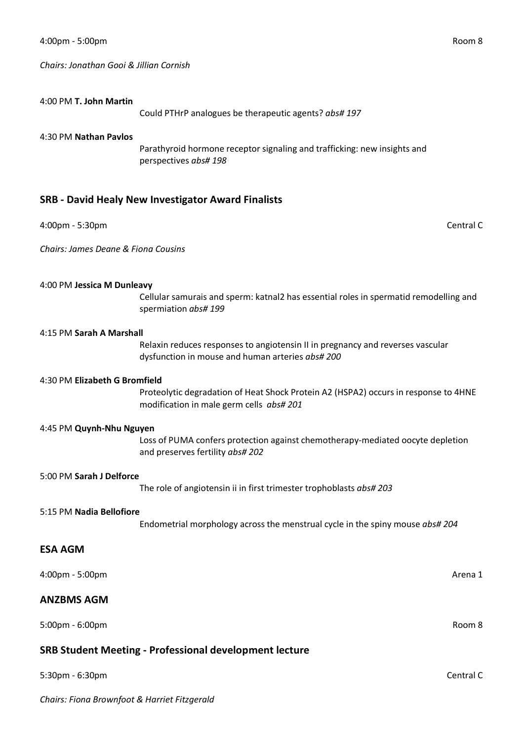4:00pm - 5:00pm Room 8

*Chairs: Jonathan Gooi & Jillian Cornish*

4:00 PM **T. John Martin**
Could PTHrP analogues be therapeutic agents? *abs# 197*

4:30 PM **Nathan Pavlos**
Parathyroid hormone receptor signaling and trafficking: new insights and perspectives *abs# 198*

## SRB - David Healy New Investigator Award Finalists

4:00pm - 5:30pm Central C

*Chairs: James Deane & Fiona Cousins*

4:00 PM **Jessica M Dunleavy**
Cellular samurais and sperm: katnal2 has essential roles in spermatid remodelling and spermiation *abs# 199*

4:15 PM **Sarah A Marshall**
Relaxin reduces responses to angiotensin II in pregnancy and reverses vascular dysfunction in mouse and human arteries *abs# 200*

4:30 PM **Elizabeth G Bromfield**
Proteolytic degradation of Heat Shock Protein A2 (HSPA2) occurs in response to 4HNE modification in male germ cells *abs# 201*

4:45 PM **Quynh-Nhu Nguyen**
Loss of PUMA confers protection against chemotherapy-mediated oocyte depletion and preserves fertility *abs# 202*

5:00 PM **Sarah J Delforce**
The role of angiotensin ii in first trimester trophoblasts *abs# 203*

5:15 PM **Nadia Bellofiore**
Endometrial morphology across the menstrual cycle in the spiny mouse *abs# 204*

## ESA AGM

4:00pm - 5:00pm Arena 1

## ANZBMS AGM

5:00pm - 6:00pm Room 8

## SRB Student Meeting - Professional development lecture

5:30pm - 6:30pm Central C

*Chairs: Fiona Brownfoot & Harriet Fitzgerald*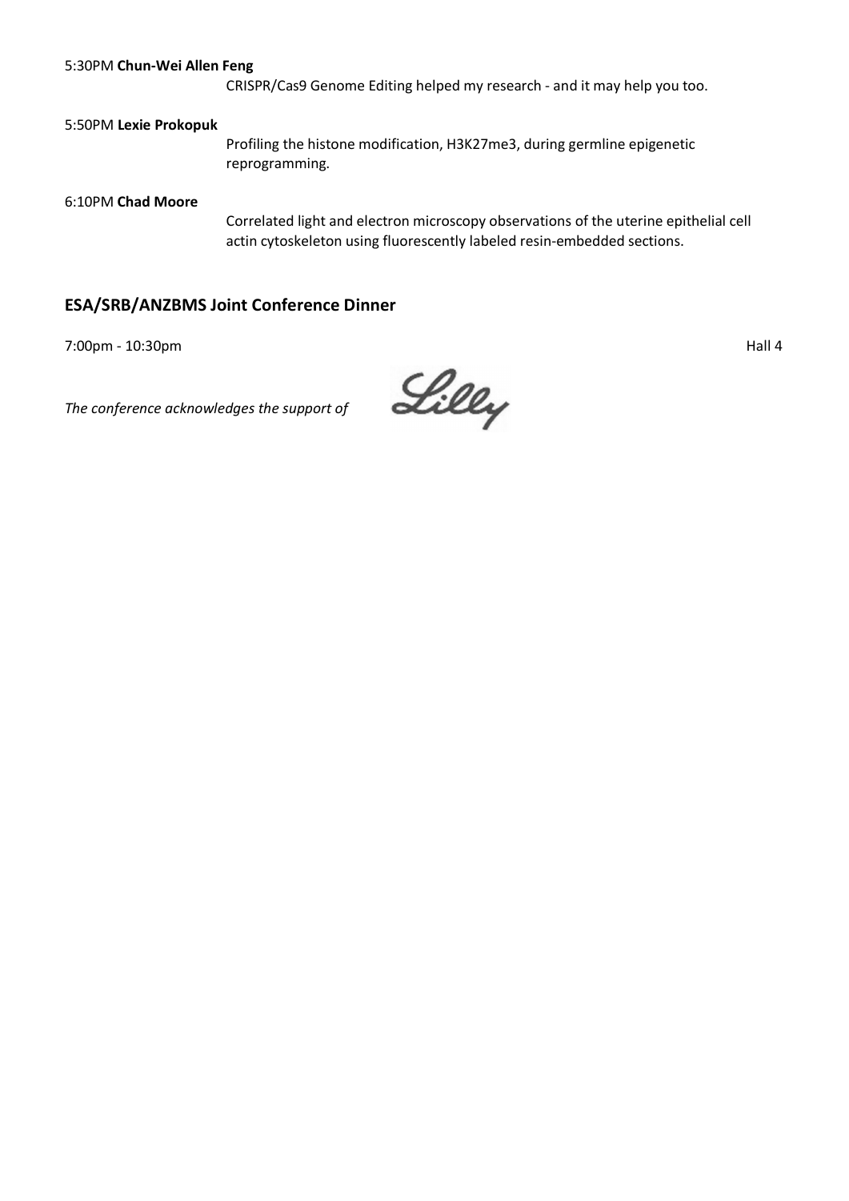5:30PM **Chun-Wei Allen Feng**

CRISPR/Cas9 Genome Editing helped my research - and it may help you too.

5:50PM **Lexie Prokopuk**

Profiling the histone modification, H3K27me3, during germline epigenetic reprogramming.

6:10PM **Chad Moore**

Correlated light and electron microscopy observations of the uterine epithelial cell actin cytoskeleton using fluorescently labeled resin-embedded sections.

## ESA/SRB/ANZBMS Joint Conference Dinner

7:00pm - 10:30pm Hall 4

*The conference acknowledges the support of* Lilly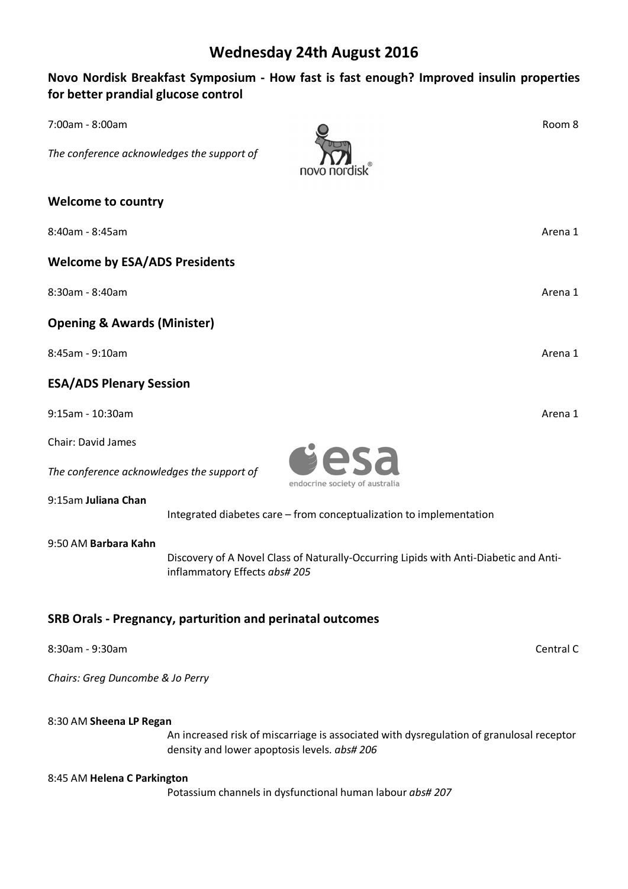# Wednesday 24th August 2016

## Novo Nordisk Breakfast Symposium - How fast is fast enough? Improved insulin properties for better prandial glucose control

7:00am - 8:00am — Room 8

*The conference acknowledges the support of*

## Welcome to country

8:40am - 8:45am — Arena 1

## Welcome by ESA/ADS Presidents

8:30am - 8:40am — Arena 1

## Opening & Awards (Minister)

8:45am - 9:10am — Arena 1

## ESA/ADS Plenary Session

9:15am - 10:30am — Arena 1

Chair: David James

*The conference acknowledges the support of*

9:15am **Juliana Chan**
Integrated diabetes care – from conceptualization to implementation

9:50 AM **Barbara Kahn**
Discovery of A Novel Class of Naturally-Occurring Lipids with Anti-Diabetic and Anti-inflammatory Effects *abs# 205*

## SRB Orals - Pregnancy, parturition and perinatal outcomes

8:30am - 9:30am — Central C

*Chairs: Greg Duncombe & Jo Perry*

8:30 AM **Sheena LP Regan**
An increased risk of miscarriage is associated with dysregulation of granulosal receptor density and lower apoptosis levels. *abs# 206*

8:45 AM **Helena C Parkington**
Potassium channels in dysfunctional human labour *abs# 207*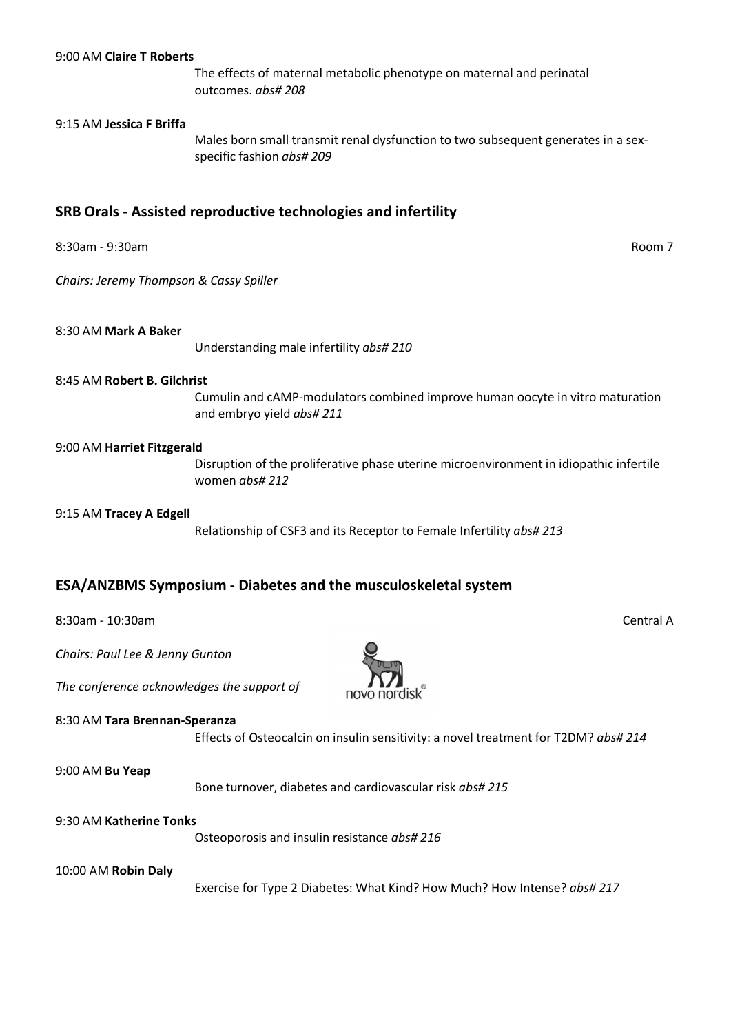9:00 AM **Claire T Roberts**

The effects of maternal metabolic phenotype on maternal and perinatal outcomes. *abs# 208*

9:15 AM **Jessica F Briffa**

Males born small transmit renal dysfunction to two subsequent generates in a sex-specific fashion *abs# 209*

## SRB Orals - Assisted reproductive technologies and infertility

8:30am - 9:30am Room 7

*Chairs: Jeremy Thompson & Cassy Spiller*

8:30 AM **Mark A Baker**

Understanding male infertility *abs# 210*

8:45 AM **Robert B. Gilchrist**

Cumulin and cAMP-modulators combined improve human oocyte in vitro maturation and embryo yield *abs# 211*

9:00 AM **Harriet Fitzgerald**

Disruption of the proliferative phase uterine microenvironment in idiopathic infertile women *abs# 212*

9:15 AM **Tracey A Edgell**

Relationship of CSF3 and its Receptor to Female Infertility *abs# 213*

## ESA/ANZBMS Symposium - Diabetes and the musculoskeletal system

8:30am - 10:30am Central A

*Chairs: Paul Lee & Jenny Gunton*

*The conference acknowledges the support of*

novo nordisk®

8:30 AM **Tara Brennan-Speranza**

Effects of Osteocalcin on insulin sensitivity: a novel treatment for T2DM? *abs# 214*

9:00 AM **Bu Yeap**

Bone turnover, diabetes and cardiovascular risk *abs# 215*

9:30 AM **Katherine Tonks**

Osteoporosis and insulin resistance *abs# 216*

10:00 AM **Robin Daly**

Exercise for Type 2 Diabetes: What Kind? How Much? How Intense? *abs# 217*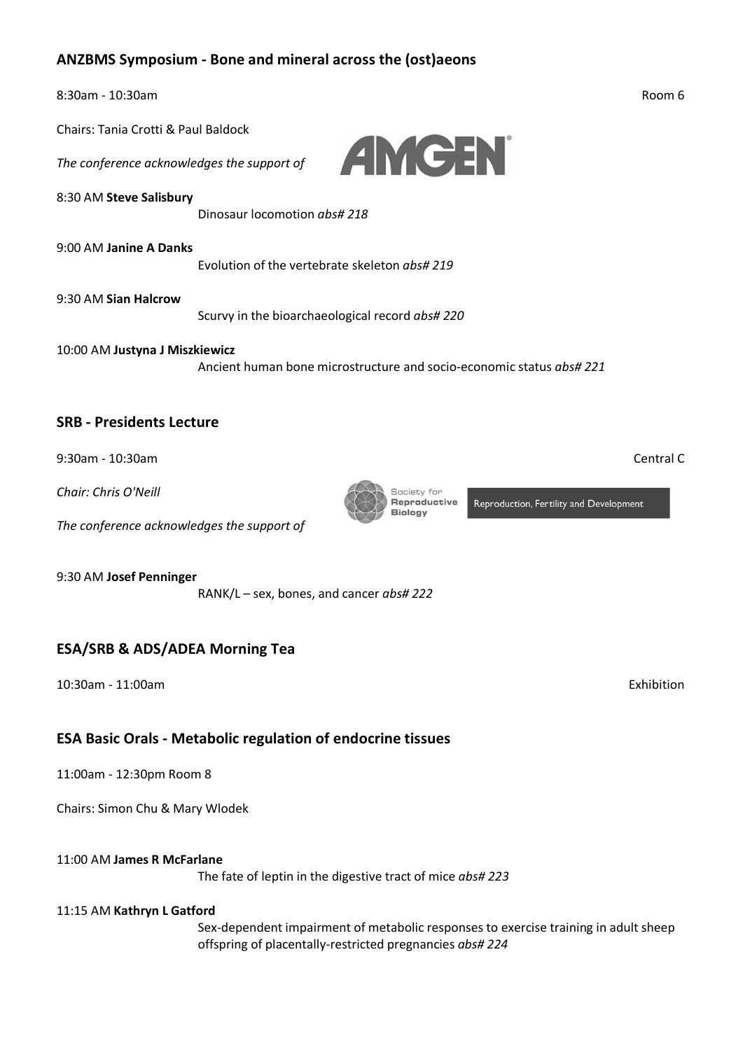## ANZBMS Symposium - Bone and mineral across the (ost)aeons

8:30am - 10:30am Room 6

Chairs: Tania Crotti & Paul Baldock

*The conference acknowledges the support of*

8:30 AM **Steve Salisbury**
Dinosaur locomotion *abs# 218*

9:00 AM **Janine A Danks**
Evolution of the vertebrate skeleton *abs# 219*

9:30 AM **Sian Halcrow**
Scurvy in the bioarchaeological record *abs# 220*

10:00 AM **Justyna J Miszkiewicz**
Ancient human bone microstructure and socio-economic status *abs# 221*

## SRB - Presidents Lecture

9:30am - 10:30am Central C

*Chair: Chris O'Neill*

*The conference acknowledges the support of*

9:30 AM **Josef Penninger**
RANK/L – sex, bones, and cancer *abs# 222*

## ESA/SRB & ADS/ADEA Morning Tea

10:30am - 11:00am Exhibition

## ESA Basic Orals - Metabolic regulation of endocrine tissues

11:00am - 12:30pm Room 8

Chairs: Simon Chu & Mary Wlodek

11:00 AM **James R McFarlane**
The fate of leptin in the digestive tract of mice *abs# 223*

11:15 AM **Kathryn L Gatford**
Sex-dependent impairment of metabolic responses to exercise training in adult sheep offspring of placentally-restricted pregnancies *abs# 224*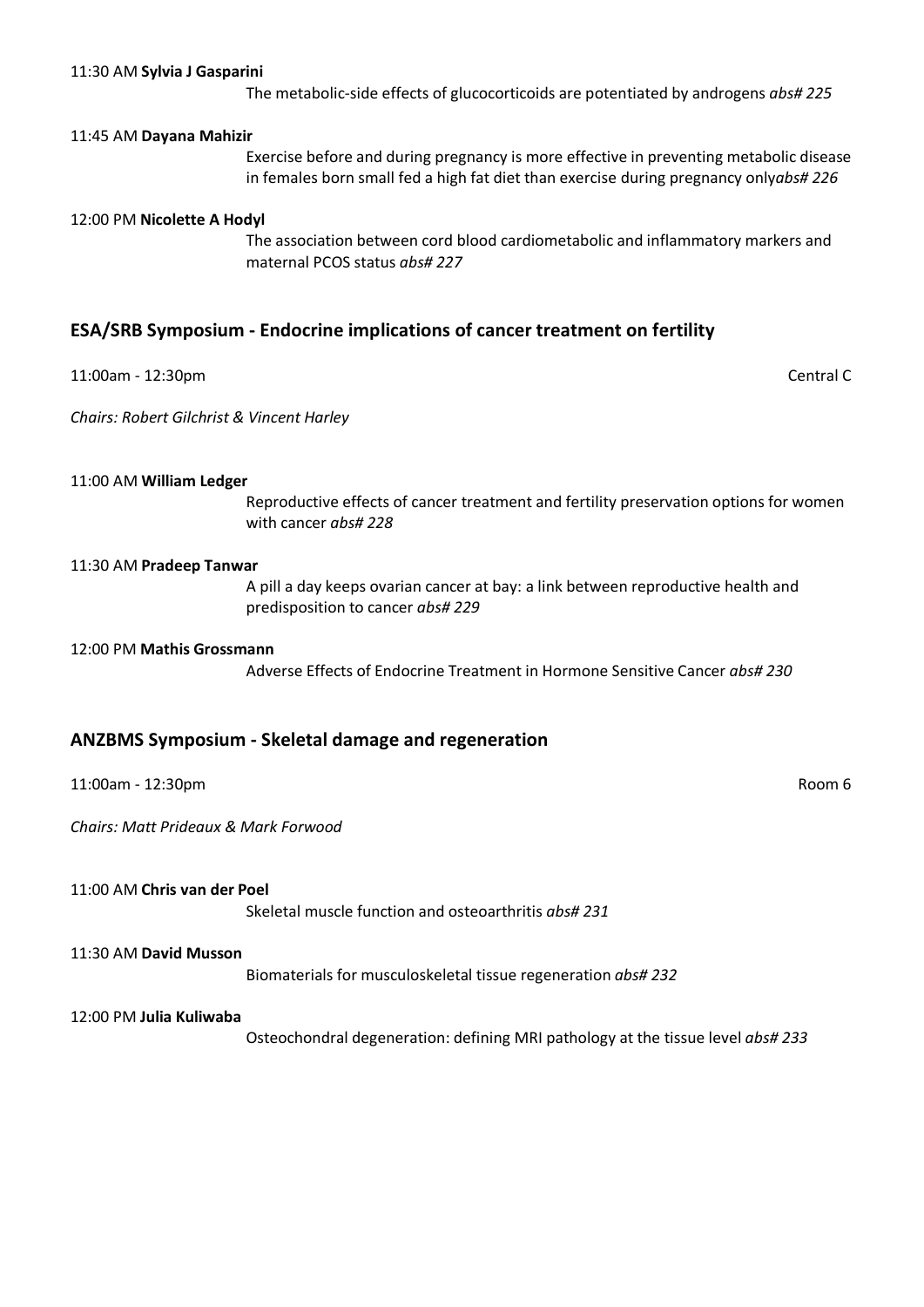11:30 AM **Sylvia J Gasparini**

The metabolic-side effects of glucocorticoids are potentiated by androgens *abs# 225*

11:45 AM **Dayana Mahizir**

Exercise before and during pregnancy is more effective in preventing metabolic disease in females born small fed a high fat diet than exercise during pregnancy only*abs# 226*

12:00 PM **Nicolette A Hodyl**

The association between cord blood cardiometabolic and inflammatory markers and maternal PCOS status *abs# 227*

## ESA/SRB Symposium - Endocrine implications of cancer treatment on fertility

11:00am - 12:30pm Central C

*Chairs: Robert Gilchrist & Vincent Harley*

11:00 AM **William Ledger**

Reproductive effects of cancer treatment and fertility preservation options for women with cancer *abs# 228*

11:30 AM **Pradeep Tanwar**

A pill a day keeps ovarian cancer at bay: a link between reproductive health and predisposition to cancer *abs# 229*

12:00 PM **Mathis Grossmann**

Adverse Effects of Endocrine Treatment in Hormone Sensitive Cancer *abs# 230*

## ANZBMS Symposium - Skeletal damage and regeneration

11:00am - 12:30pm Room 6

*Chairs: Matt Prideaux & Mark Forwood*

11:00 AM **Chris van der Poel**

Skeletal muscle function and osteoarthritis *abs# 231*

11:30 AM **David Musson**

Biomaterials for musculoskeletal tissue regeneration *abs# 232*

12:00 PM **Julia Kuliwaba**

Osteochondral degeneration: defining MRI pathology at the tissue level *abs# 233*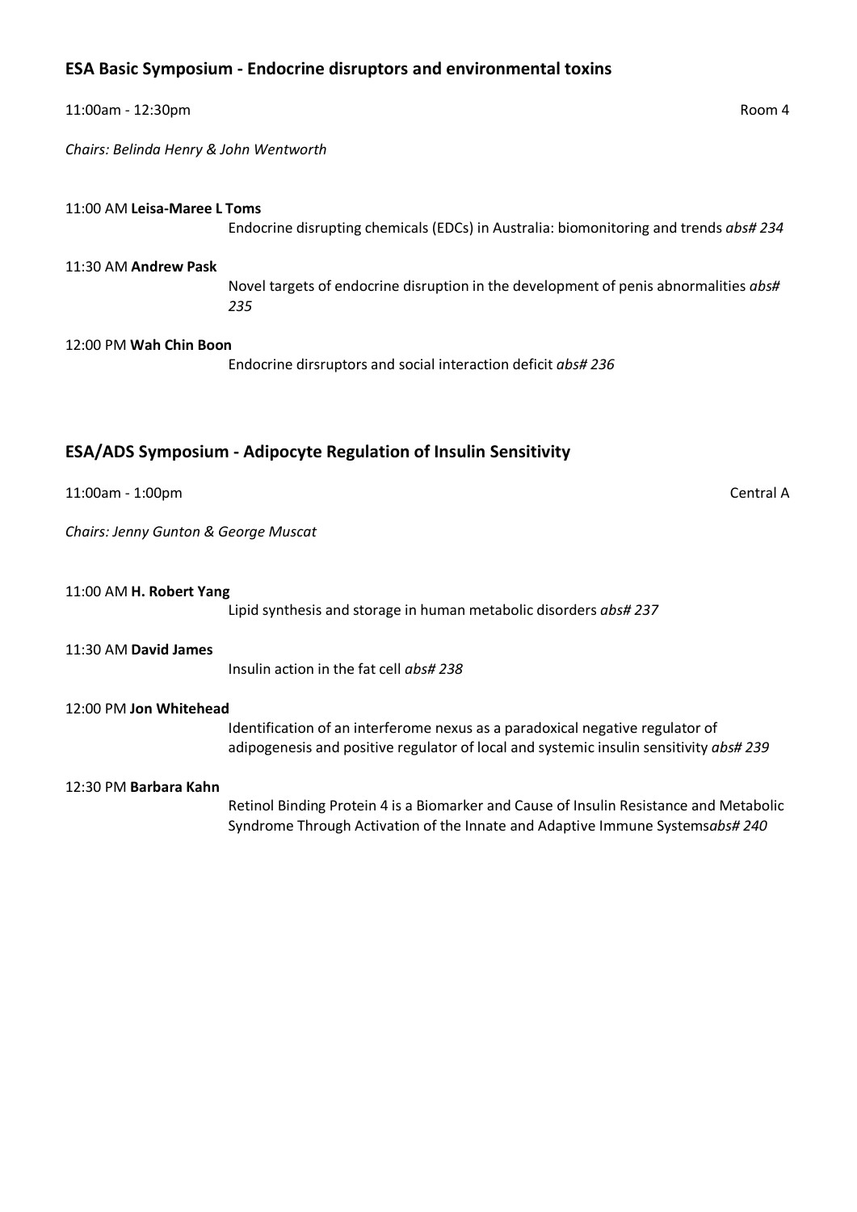## ESA Basic Symposium - Endocrine disruptors and environmental toxins

11:00am - 12:30pm Room 4

*Chairs: Belinda Henry & John Wentworth*

11:00 AM **Leisa-Maree L Toms**

Endocrine disrupting chemicals (EDCs) in Australia: biomonitoring and trends *abs# 234*

11:30 AM **Andrew Pask**

Novel targets of endocrine disruption in the development of penis abnormalities *abs# 235*

12:00 PM **Wah Chin Boon**

Endocrine dirsruptors and social interaction deficit *abs# 236*

## ESA/ADS Symposium - Adipocyte Regulation of Insulin Sensitivity

11:00am - 1:00pm Central A

*Chairs: Jenny Gunton & George Muscat*

11:00 AM **H. Robert Yang**

Lipid synthesis and storage in human metabolic disorders *abs# 237*

11:30 AM **David James**

Insulin action in the fat cell *abs# 238*

12:00 PM **Jon Whitehead**

Identification of an interferome nexus as a paradoxical negative regulator of adipogenesis and positive regulator of local and systemic insulin sensitivity *abs# 239*

12:30 PM **Barbara Kahn**

Retinol Binding Protein 4 is a Biomarker and Cause of Insulin Resistance and Metabolic Syndrome Through Activation of the Innate and Adaptive Immune Systems*abs# 240*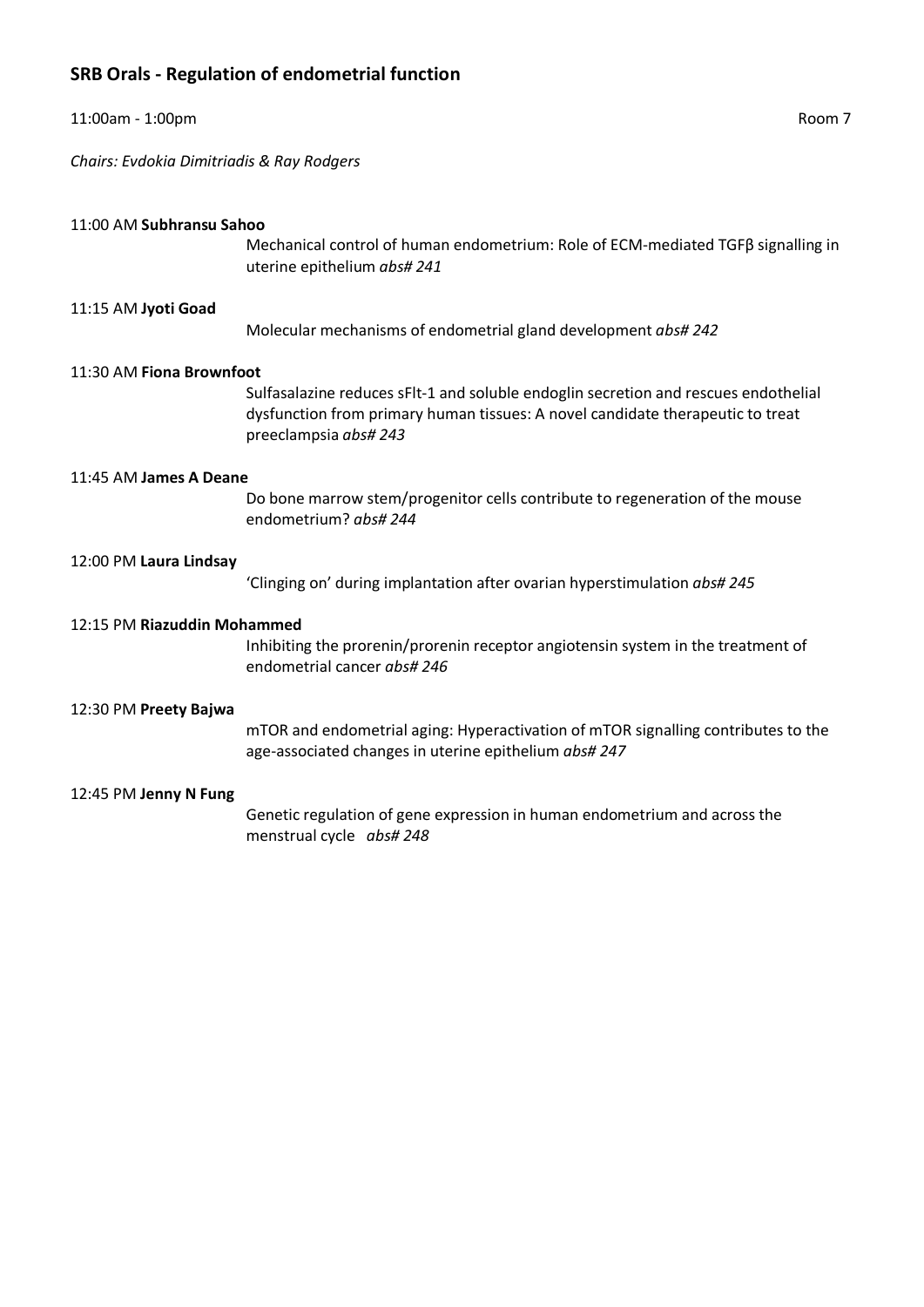## SRB Orals - Regulation of endometrial function

11:00am - 1:00pm Room 7

*Chairs: Evdokia Dimitriadis & Ray Rodgers*

11:00 AM **Subhransu Sahoo**

Mechanical control of human endometrium: Role of ECM-mediated TGFβ signalling in uterine epithelium *abs# 241*

11:15 AM **Jyoti Goad**

Molecular mechanisms of endometrial gland development *abs# 242*

11:30 AM **Fiona Brownfoot**

Sulfasalazine reduces sFlt-1 and soluble endoglin secretion and rescues endothelial dysfunction from primary human tissues: A novel candidate therapeutic to treat preeclampsia *abs# 243*

11:45 AM **James A Deane**

Do bone marrow stem/progenitor cells contribute to regeneration of the mouse endometrium? *abs# 244*

12:00 PM **Laura Lindsay**

'Clinging on' during implantation after ovarian hyperstimulation *abs# 245*

12:15 PM **Riazuddin Mohammed**

Inhibiting the prorenin/prorenin receptor angiotensin system in the treatment of endometrial cancer *abs# 246*

12:30 PM **Preety Bajwa**

mTOR and endometrial aging: Hyperactivation of mTOR signalling contributes to the age-associated changes in uterine epithelium *abs# 247*

12:45 PM **Jenny N Fung**

Genetic regulation of gene expression in human endometrium and across the menstrual cycle *abs# 248*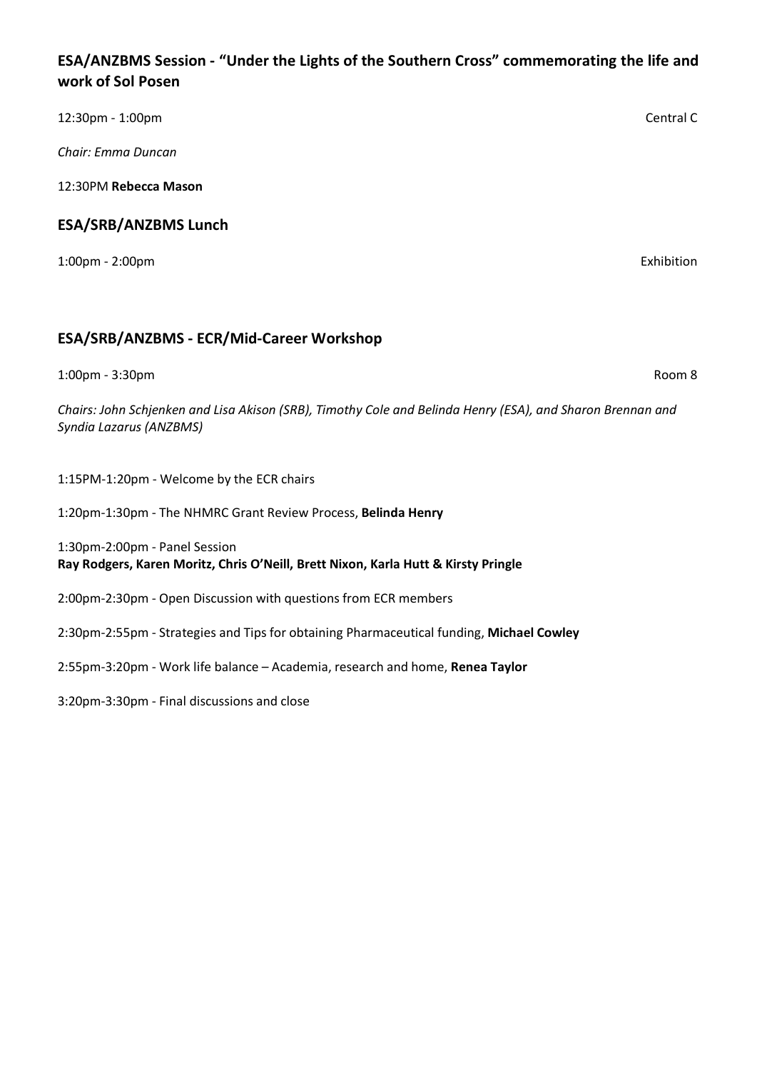## ESA/ANZBMS Session - "Under the Lights of the Southern Cross" commemorating the life and work of Sol Posen

12:30pm - 1:00pm Central C

*Chair: Emma Duncan*

12:30PM **Rebecca Mason**

## ESA/SRB/ANZBMS Lunch

1:00pm - 2:00pm Exhibition

## ESA/SRB/ANZBMS - ECR/Mid-Career Workshop

1:00pm - 3:30pm Room 8

*Chairs: John Schjenken and Lisa Akison (SRB), Timothy Cole and Belinda Henry (ESA), and Sharon Brennan and Syndia Lazarus (ANZBMS)*

1:15PM-1:20pm - Welcome by the ECR chairs

1:20pm-1:30pm - The NHMRC Grant Review Process, **Belinda Henry**

1:30pm-2:00pm - Panel Session
**Ray Rodgers, Karen Moritz, Chris O'Neill, Brett Nixon, Karla Hutt & Kirsty Pringle**

2:00pm-2:30pm - Open Discussion with questions from ECR members

2:30pm-2:55pm - Strategies and Tips for obtaining Pharmaceutical funding, **Michael Cowley**

2:55pm-3:20pm - Work life balance – Academia, research and home, **Renea Taylor**

3:20pm-3:30pm - Final discussions and close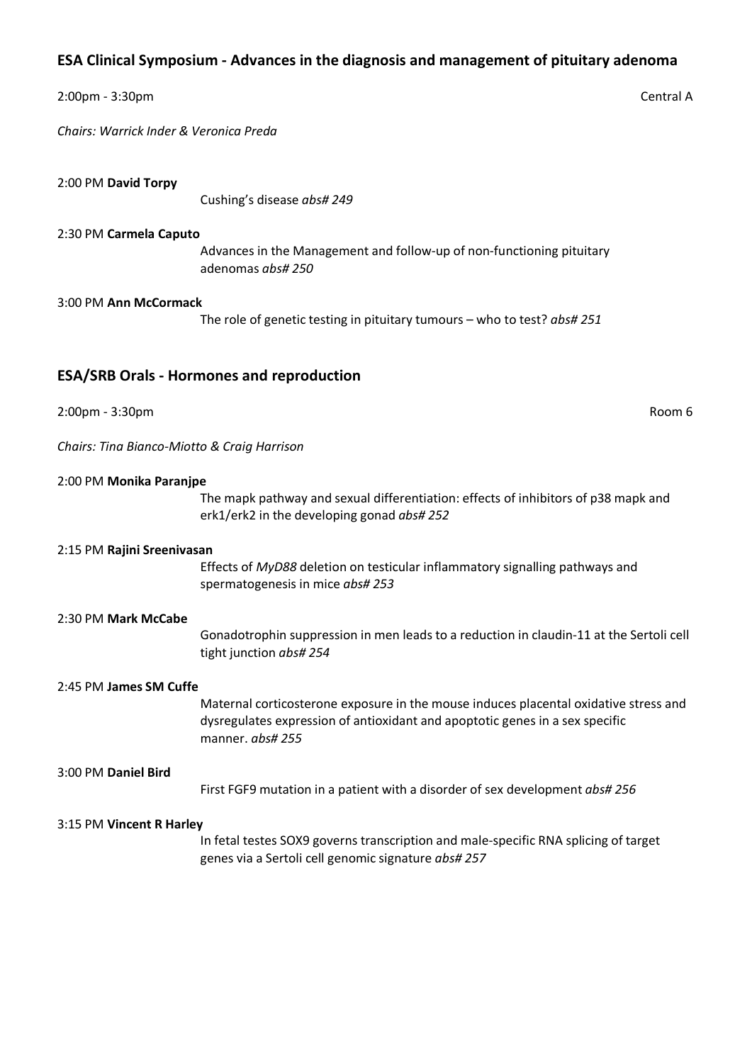## ESA Clinical Symposium - Advances in the diagnosis and management of pituitary adenoma

2:00pm - 3:30pm Central A

*Chairs: Warrick Inder & Veronica Preda*

2:00 PM **David Torpy**

Cushing's disease *abs# 249*

2:30 PM **Carmela Caputo**

Advances in the Management and follow-up of non-functioning pituitary adenomas *abs# 250*

3:00 PM **Ann McCormack**

The role of genetic testing in pituitary tumours – who to test? *abs# 251*

## ESA/SRB Orals - Hormones and reproduction

2:00pm - 3:30pm Room 6

*Chairs: Tina Bianco-Miotto & Craig Harrison*

2:00 PM **Monika Paranjpe**

The mapk pathway and sexual differentiation: effects of inhibitors of p38 mapk and erk1/erk2 in the developing gonad *abs# 252*

2:15 PM **Rajini Sreenivasan**

Effects of *MyD88* deletion on testicular inflammatory signalling pathways and spermatogenesis in mice *abs# 253*

2:30 PM **Mark McCabe**

Gonadotrophin suppression in men leads to a reduction in claudin-11 at the Sertoli cell tight junction *abs# 254*

2:45 PM **James SM Cuffe**

Maternal corticosterone exposure in the mouse induces placental oxidative stress and dysregulates expression of antioxidant and apoptotic genes in a sex specific manner. *abs# 255*

3:00 PM **Daniel Bird**

First FGF9 mutation in a patient with a disorder of sex development *abs# 256*

3:15 PM **Vincent R Harley**

In fetal testes SOX9 governs transcription and male-specific RNA splicing of target genes via a Sertoli cell genomic signature *abs# 257*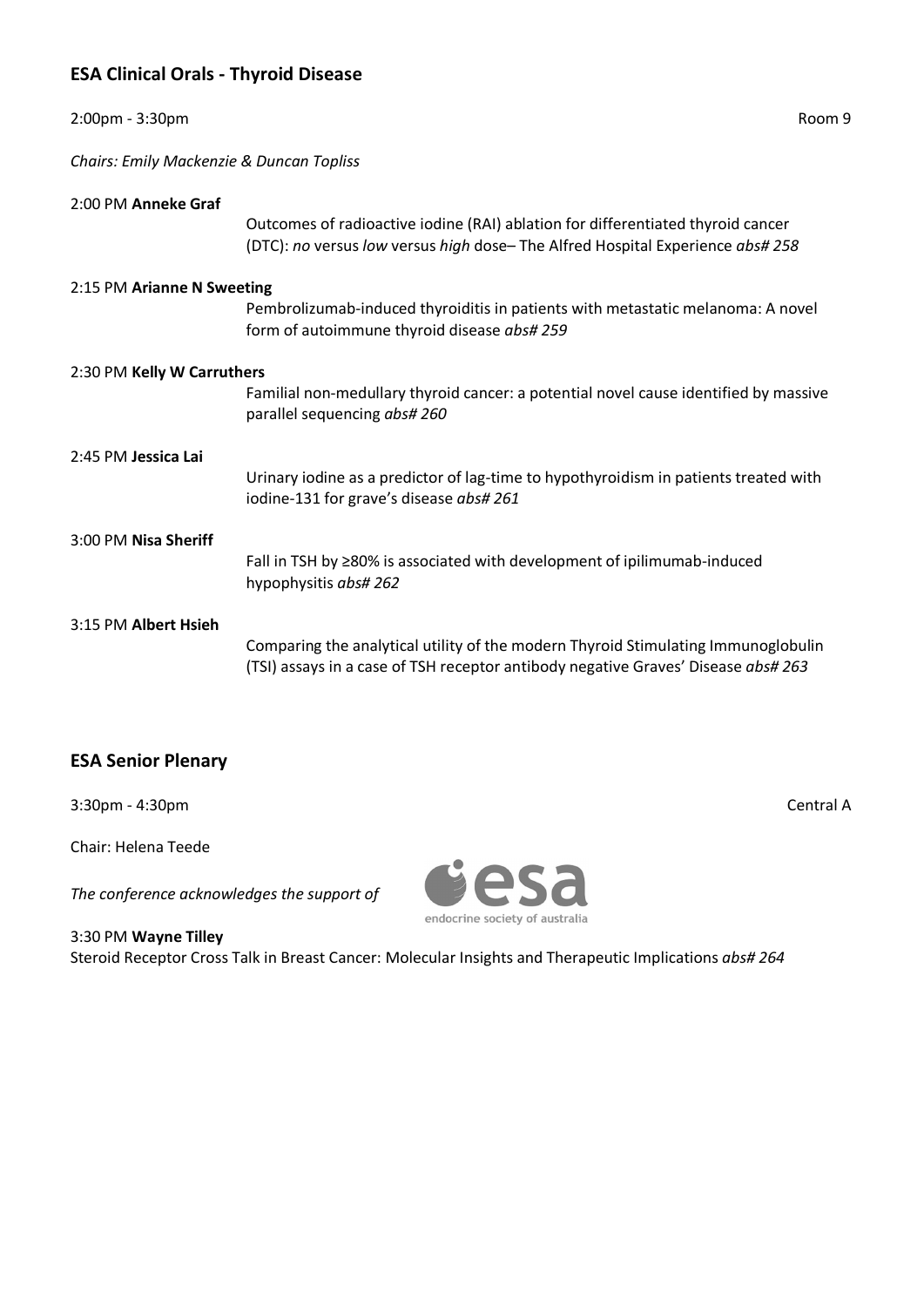## ESA Clinical Orals - Thyroid Disease

2:00pm - 3:30pm Room 9

*Chairs: Emily Mackenzie & Duncan Topliss*

2:00 PM **Anneke Graf**

Outcomes of radioactive iodine (RAI) ablation for differentiated thyroid cancer (DTC): *no* versus *low* versus *high* dose– The Alfred Hospital Experience *abs# 258*

2:15 PM **Arianne N Sweeting**

Pembrolizumab-induced thyroiditis in patients with metastatic melanoma: A novel form of autoimmune thyroid disease *abs# 259*

2:30 PM **Kelly W Carruthers**

Familial non-medullary thyroid cancer: a potential novel cause identified by massive parallel sequencing *abs# 260*

2:45 PM **Jessica Lai**

Urinary iodine as a predictor of lag-time to hypothyroidism in patients treated with iodine-131 for grave's disease *abs# 261*

3:00 PM **Nisa Sheriff**

Fall in TSH by ≥80% is associated with development of ipilimumab-induced hypophysitis *abs# 262*

3:15 PM **Albert Hsieh**

Comparing the analytical utility of the modern Thyroid Stimulating Immunoglobulin (TSI) assays in a case of TSH receptor antibody negative Graves' Disease *abs# 263*

## ESA Senior Plenary

3:30pm - 4:30pm Central A

Chair: Helena Teede

*The conference acknowledges the support of*

esa endocrine society of australia

3:30 PM **Wayne Tilley**
Steroid Receptor Cross Talk in Breast Cancer: Molecular Insights and Therapeutic Implications *abs# 264*